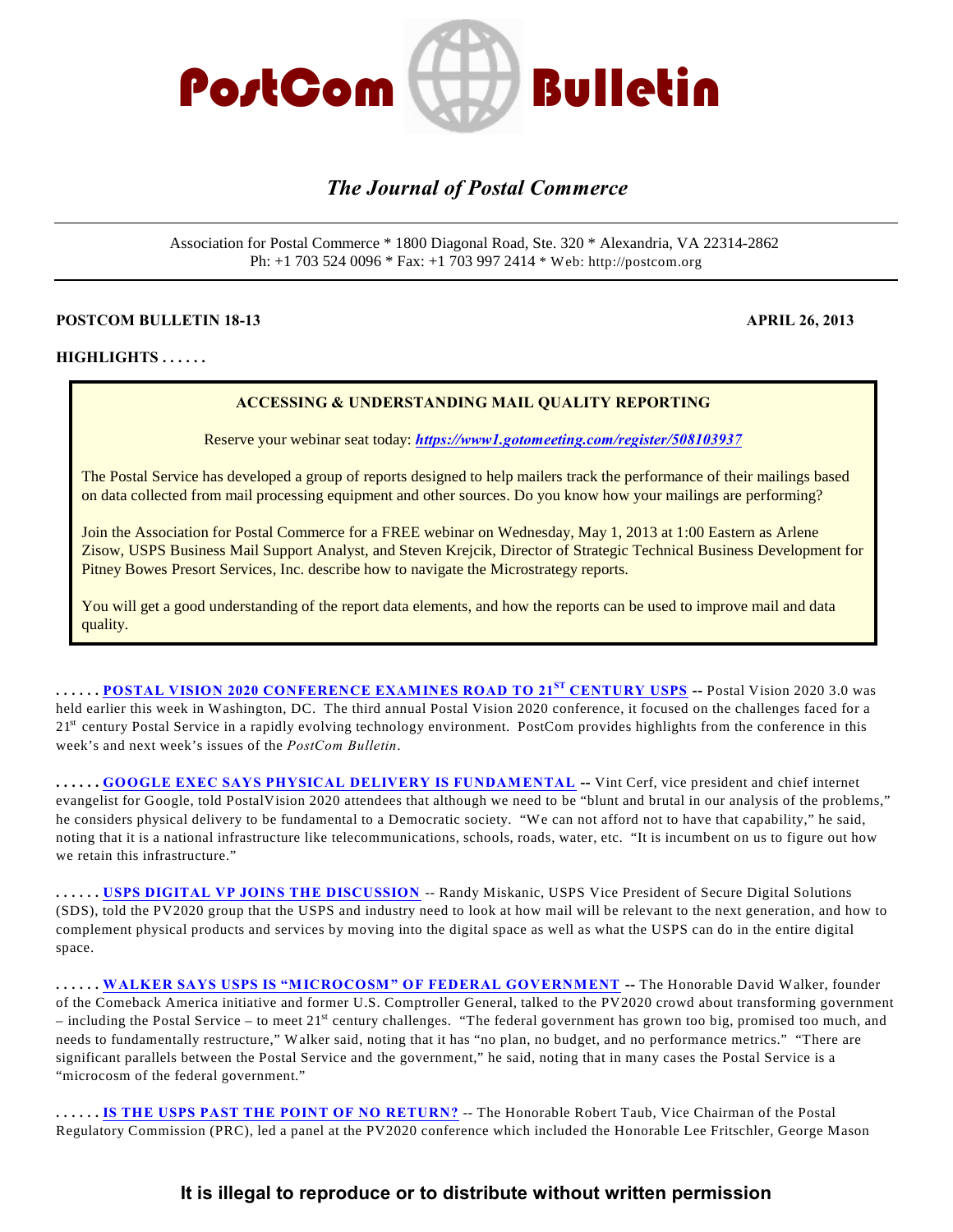# PostCom Bulletin

## *The Journal of Postal Commerce*

Association for Postal Commerce * 1800 Diagonal Road, Ste. 320 * Alexandria, VA 22314-2862
Ph: +1 703 524 0096 * Fax: +1 703 997 2414 * Web: http://postcom.org

**POSTCOM BULLETIN 18-13** **APRIL 26, 2013**

**HIGHLIGHTS . . . . . .**

**ACCESSING & UNDERSTANDING MAIL QUALITY REPORTING**

Reserve your webinar seat today: ***https://www1.gotomeeting.com/register/508103937***

The Postal Service has developed a group of reports designed to help mailers track the performance of their mailings based on data collected from mail processing equipment and other sources. Do you know how your mailings are performing?

Join the Association for Postal Commerce for a FREE webinar on Wednesday, May 1, 2013 at 1:00 Eastern as Arlene Zisow, USPS Business Mail Support Analyst, and Steven Krejcik, Director of Strategic Technical Business Development for Pitney Bowes Presort Services, Inc. describe how to navigate the Microstrategy reports.

You will get a good understanding of the report data elements, and how the reports can be used to improve mail and data quality.

**. . . . . . POSTAL VISION 2020 CONFERENCE EXAMINES ROAD TO 21ST CENTURY USPS --** Postal Vision 2020 3.0 was held earlier this week in Washington, DC. The third annual Postal Vision 2020 conference, it focused on the challenges faced for a 21st century Postal Service in a rapidly evolving technology environment. PostCom provides highlights from the conference in this week's and next week's issues of the *PostCom Bulletin*.

**. . . . . . GOOGLE EXEC SAYS PHYSICAL DELIVERY IS FUNDAMENTAL --** Vint Cerf, vice president and chief internet evangelist for Google, told PostalVision 2020 attendees that although we need to be "blunt and brutal in our analysis of the problems," he considers physical delivery to be fundamental to a Democratic society. "We can not afford not to have that capability," he said, noting that it is a national infrastructure like telecommunications, schools, roads, water, etc. "It is incumbent on us to figure out how we retain this infrastructure."

**. . . . . . USPS DIGITAL VP JOINS THE DISCUSSION** -- Randy Miskanic, USPS Vice President of Secure Digital Solutions (SDS), told the PV2020 group that the USPS and industry need to look at how mail will be relevant to the next generation, and how to complement physical products and services by moving into the digital space as well as what the USPS can do in the entire digital space.

**. . . . . . WALKER SAYS USPS IS "MICROCOSM" OF FEDERAL GOVERNMENT --** The Honorable David Walker, founder of the Comeback America initiative and former U.S. Comptroller General, talked to the PV2020 crowd about transforming government – including the Postal Service – to meet 21st century challenges. "The federal government has grown too big, promised too much, and needs to fundamentally restructure," Walker said, noting that it has "no plan, no budget, and no performance metrics." "There are significant parallels between the Postal Service and the government," he said, noting that in many cases the Postal Service is a "microcosm of the federal government."

**. . . . . . IS THE USPS PAST THE POINT OF NO RETURN?** -- The Honorable Robert Taub, Vice Chairman of the Postal Regulatory Commission (PRC), led a panel at the PV2020 conference which included the Honorable Lee Fritschler, George Mason

**It is illegal to reproduce or to distribute without written permission**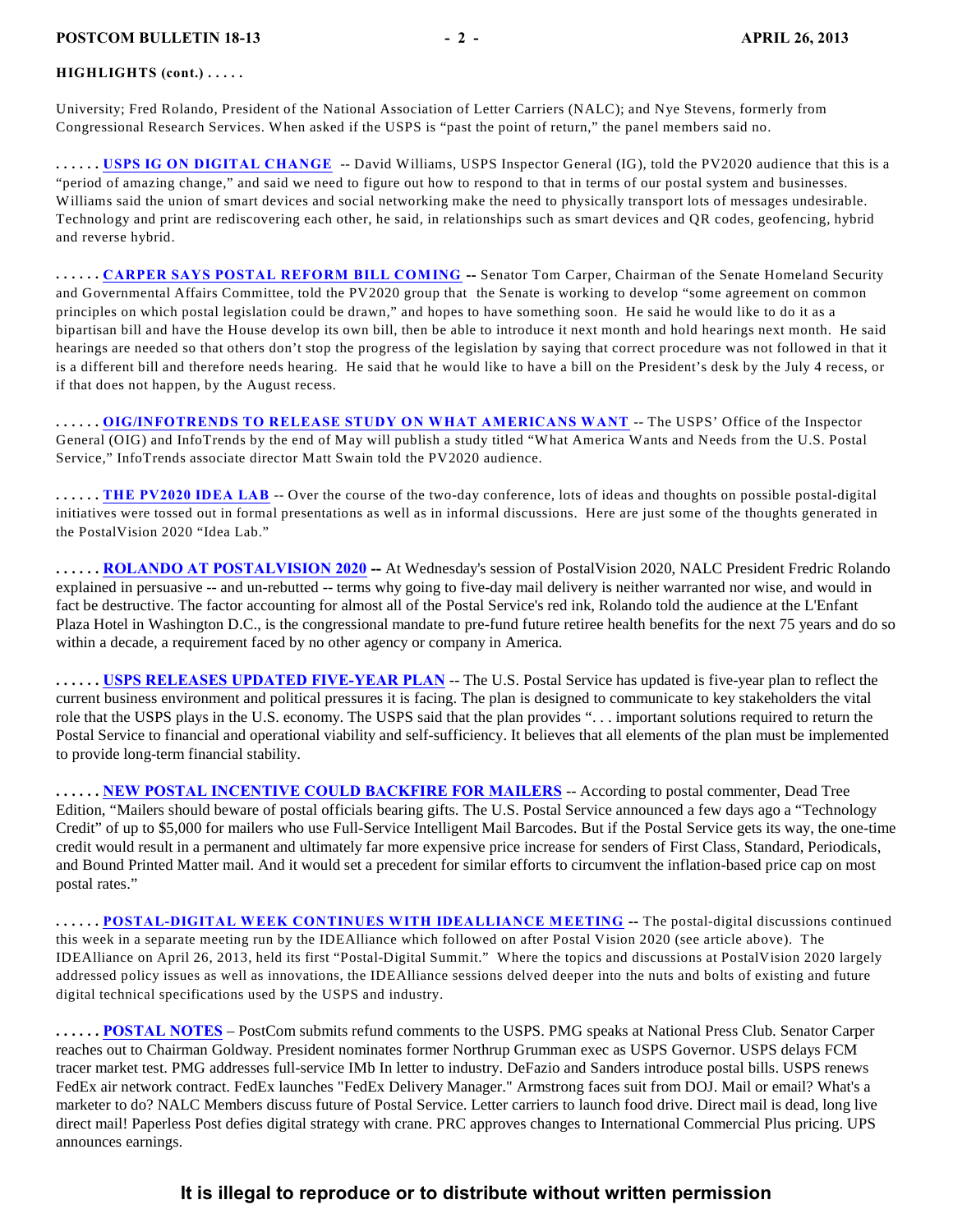**HIGHLIGHTS (cont.) . . . . .**

University; Fred Rolando, President of the National Association of Letter Carriers (NALC); and Nye Stevens, formerly from Congressional Research Services. When asked if the USPS is "past the point of return," the panel members said no.

**. . . . . . USPS IG ON DIGITAL CHANGE** -- David Williams, USPS Inspector General (IG), told the PV2020 audience that this is a "period of amazing change," and said we need to figure out how to respond to that in terms of our postal system and businesses. Williams said the union of smart devices and social networking make the need to physically transport lots of messages undesirable. Technology and print are rediscovering each other, he said, in relationships such as smart devices and QR codes, geofencing, hybrid and reverse hybrid.

**. . . . . . CARPER SAYS POSTAL REFORM BILL COMING --** Senator Tom Carper, Chairman of the Senate Homeland Security and Governmental Affairs Committee, told the PV2020 group that the Senate is working to develop "some agreement on common principles on which postal legislation could be drawn," and hopes to have something soon. He said he would like to do it as a bipartisan bill and have the House develop its own bill, then be able to introduce it next month and hold hearings next month. He said hearings are needed so that others don't stop the progress of the legislation by saying that correct procedure was not followed in that it is a different bill and therefore needs hearing. He said that he would like to have a bill on the President's desk by the July 4 recess, or if that does not happen, by the August recess.

**. . . . . . OIG/INFOTRENDS TO RELEASE STUDY ON WHAT AMERICANS WANT** -- The USPS' Office of the Inspector General (OIG) and InfoTrends by the end of May will publish a study titled "What America Wants and Needs from the U.S. Postal Service," InfoTrends associate director Matt Swain told the PV2020 audience.

**. . . . . . THE PV2020 IDEA LAB** -- Over the course of the two-day conference, lots of ideas and thoughts on possible postal-digital initiatives were tossed out in formal presentations as well as in informal discussions. Here are just some of the thoughts generated in the PostalVision 2020 "Idea Lab."

**. . . . . . ROLANDO AT POSTALVISION 2020 --** At Wednesday's session of PostalVision 2020, NALC President Fredric Rolando explained in persuasive -- and un-rebutted -- terms why going to five-day mail delivery is neither warranted nor wise, and would in fact be destructive. The factor accounting for almost all of the Postal Service's red ink, Rolando told the audience at the L'Enfant Plaza Hotel in Washington D.C., is the congressional mandate to pre-fund future retiree health benefits for the next 75 years and do so within a decade, a requirement faced by no other agency or company in America.

**. . . . . . USPS RELEASES UPDATED FIVE-YEAR PLAN** -- The U.S. Postal Service has updated is five-year plan to reflect the current business environment and political pressures it is facing. The plan is designed to communicate to key stakeholders the vital role that the USPS plays in the U.S. economy. The USPS said that the plan provides ". . . important solutions required to return the Postal Service to financial and operational viability and self-sufficiency. It believes that all elements of the plan must be implemented to provide long-term financial stability.

**. . . . . . NEW POSTAL INCENTIVE COULD BACKFIRE FOR MAILERS** -- According to postal commenter, Dead Tree Edition, "Mailers should beware of postal officials bearing gifts. The U.S. Postal Service announced a few days ago a "Technology Credit" of up to $5,000 for mailers who use Full-Service Intelligent Mail Barcodes. But if the Postal Service gets its way, the one-time credit would result in a permanent and ultimately far more expensive price increase for senders of First Class, Standard, Periodicals, and Bound Printed Matter mail. And it would set a precedent for similar efforts to circumvent the inflation-based price cap on most postal rates."

**. . . . . . POSTAL-DIGITAL WEEK CONTINUES WITH IDEALLIANCE MEETING --** The postal-digital discussions continued this week in a separate meeting run by the IDEAlliance which followed on after Postal Vision 2020 (see article above). The IDEAlliance on April 26, 2013, held its first "Postal-Digital Summit." Where the topics and discussions at PostalVision 2020 largely addressed policy issues as well as innovations, the IDEAlliance sessions delved deeper into the nuts and bolts of existing and future digital technical specifications used by the USPS and industry.

**. . . . . . POSTAL NOTES** – PostCom submits refund comments to the USPS. PMG speaks at National Press Club. Senator Carper reaches out to Chairman Goldway. President nominates former Northrup Grumman exec as USPS Governor. USPS delays FCM tracer market test. PMG addresses full-service IMb In letter to industry. DeFazio and Sanders introduce postal bills. USPS renews FedEx air network contract. FedEx launches "FedEx Delivery Manager." Armstrong faces suit from DOJ. Mail or email? What's a marketer to do? NALC Members discuss future of Postal Service. Letter carriers to launch food drive. Direct mail is dead, long live direct mail! Paperless Post defies digital strategy with crane. PRC approves changes to International Commercial Plus pricing. UPS announces earnings.

**It is illegal to reproduce or to distribute without written permission**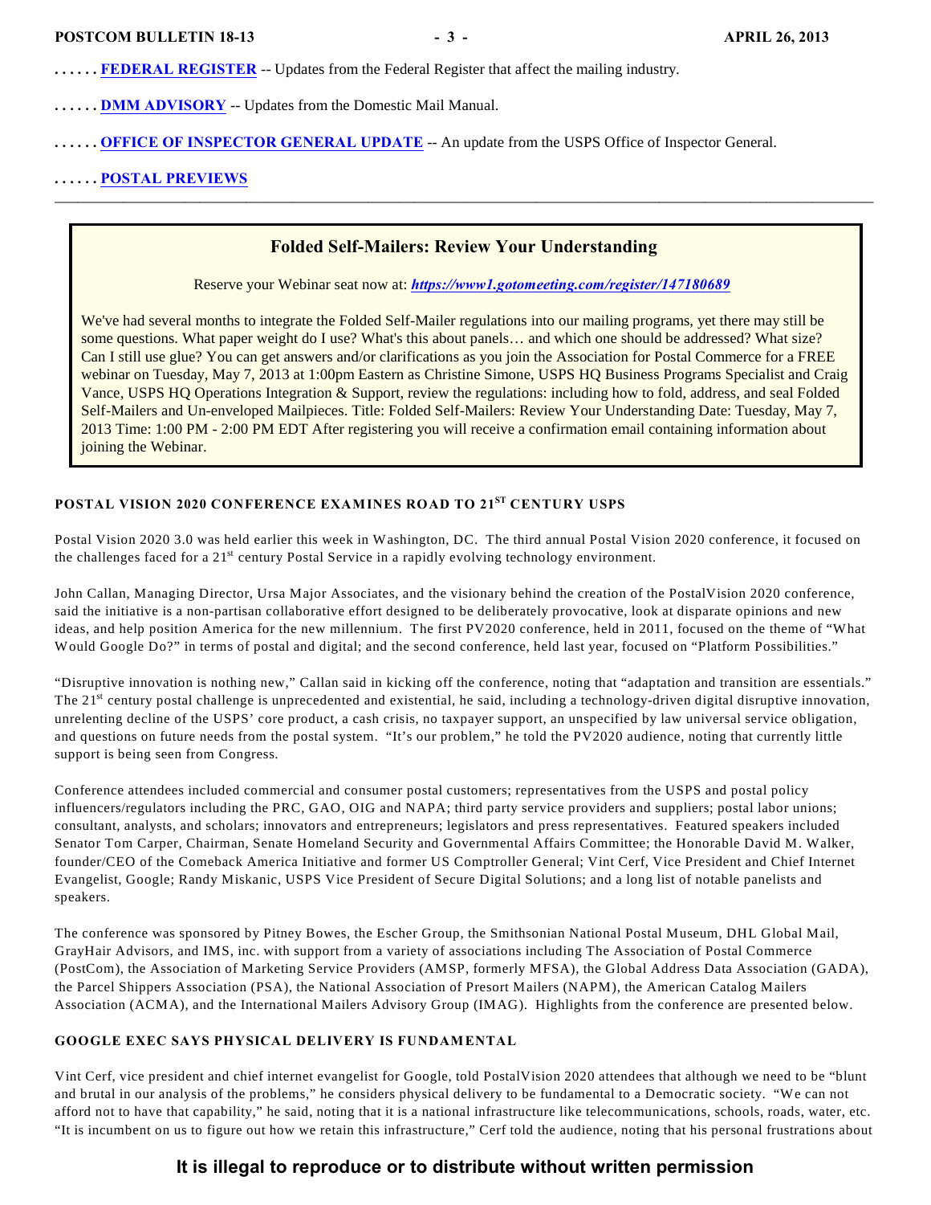**. . . . . . [FEDERAL REGISTER](#)** -- Updates from the Federal Register that affect the mailing industry.

**. . . . . . [DMM ADVISORY](#)** -- Updates from the Domestic Mail Manual.

**. . . . . . [OFFICE OF INSPECTOR GENERAL UPDATE](#)** -- An update from the USPS Office of Inspector General.

**. . . . . . [POSTAL PREVIEWS](#)**

---

### Folded Self-Mailers: Review Your Understanding

Reserve your Webinar seat now at: ***https://www1.gotomeeting.com/register/147180689***

We've had several months to integrate the Folded Self-Mailer regulations into our mailing programs, yet there may still be some questions. What paper weight do I use? What's this about panels… and which one should be addressed? What size? Can I still use glue? You can get answers and/or clarifications as you join the Association for Postal Commerce for a FREE webinar on Tuesday, May 7, 2013 at 1:00pm Eastern as Christine Simone, USPS HQ Business Programs Specialist and Craig Vance, USPS HQ Operations Integration & Support, review the regulations: including how to fold, address, and seal Folded Self-Mailers and Un-enveloped Mailpieces. Title: Folded Self-Mailers: Review Your Understanding Date: Tuesday, May 7, 2013 Time: 1:00 PM - 2:00 PM EDT After registering you will receive a confirmation email containing information about joining the Webinar.

### POSTAL VISION 2020 CONFERENCE EXAMINES ROAD TO 21ST CENTURY USPS

Postal Vision 2020 3.0 was held earlier this week in Washington, DC. The third annual Postal Vision 2020 conference, it focused on the challenges faced for a 21st century Postal Service in a rapidly evolving technology environment.

John Callan, Managing Director, Ursa Major Associates, and the visionary behind the creation of the PostalVision 2020 conference, said the initiative is a non-partisan collaborative effort designed to be deliberately provocative, look at disparate opinions and new ideas, and help position America for the new millennium. The first PV2020 conference, held in 2011, focused on the theme of "What Would Google Do?" in terms of postal and digital; and the second conference, held last year, focused on "Platform Possibilities."

"Disruptive innovation is nothing new," Callan said in kicking off the conference, noting that "adaptation and transition are essentials." The 21st century postal challenge is unprecedented and existential, he said, including a technology-driven digital disruptive innovation, unrelenting decline of the USPS' core product, a cash crisis, no taxpayer support, an unspecified by law universal service obligation, and questions on future needs from the postal system. "It's our problem," he told the PV2020 audience, noting that currently little support is being seen from Congress.

Conference attendees included commercial and consumer postal customers; representatives from the USPS and postal policy influencers/regulators including the PRC, GAO, OIG and NAPA; third party service providers and suppliers; postal labor unions; consultant, analysts, and scholars; innovators and entrepreneurs; legislators and press representatives. Featured speakers included Senator Tom Carper, Chairman, Senate Homeland Security and Governmental Affairs Committee; the Honorable David M. Walker, founder/CEO of the Comeback America Initiative and former US Comptroller General; Vint Cerf, Vice President and Chief Internet Evangelist, Google; Randy Miskanic, USPS Vice President of Secure Digital Solutions; and a long list of notable panelists and speakers.

The conference was sponsored by Pitney Bowes, the Escher Group, the Smithsonian National Postal Museum, DHL Global Mail, GrayHair Advisors, and IMS, inc. with support from a variety of associations including The Association of Postal Commerce (PostCom), the Association of Marketing Service Providers (AMSP, formerly MFSA), the Global Address Data Association (GADA), the Parcel Shippers Association (PSA), the National Association of Presort Mailers (NAPM), the American Catalog Mailers Association (ACMA), and the International Mailers Advisory Group (IMAG). Highlights from the conference are presented below.

### GOOGLE EXEC SAYS PHYSICAL DELIVERY IS FUNDAMENTAL

Vint Cerf, vice president and chief internet evangelist for Google, told PostalVision 2020 attendees that although we need to be "blunt and brutal in our analysis of the problems," he considers physical delivery to be fundamental to a Democratic society. "We can not afford not to have that capability," he said, noting that it is a national infrastructure like telecommunications, schools, roads, water, etc. "It is incumbent on us to figure out how we retain this infrastructure," Cerf told the audience, noting that his personal frustrations about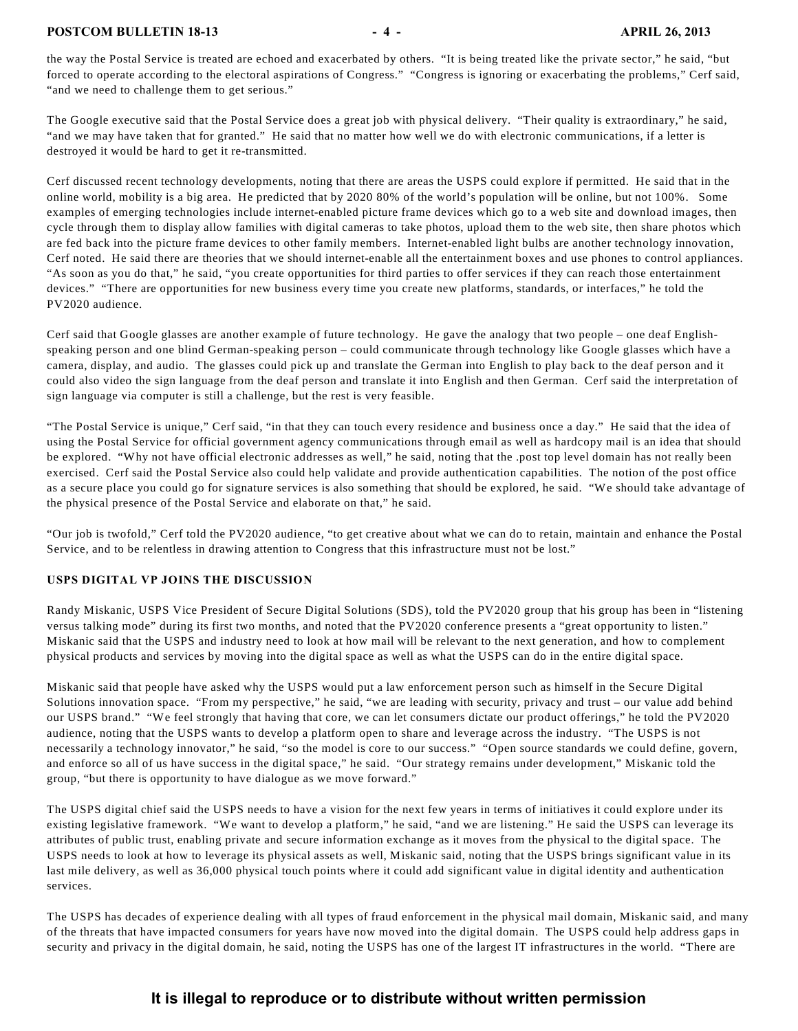the way the Postal Service is treated are echoed and exacerbated by others. "It is being treated like the private sector," he said, "but forced to operate according to the electoral aspirations of Congress." "Congress is ignoring or exacerbating the problems," Cerf said, "and we need to challenge them to get serious."

The Google executive said that the Postal Service does a great job with physical delivery. "Their quality is extraordinary," he said, "and we may have taken that for granted." He said that no matter how well we do with electronic communications, if a letter is destroyed it would be hard to get it re-transmitted.

Cerf discussed recent technology developments, noting that there are areas the USPS could explore if permitted. He said that in the online world, mobility is a big area. He predicted that by 2020 80% of the world's population will be online, but not 100%. Some examples of emerging technologies include internet-enabled picture frame devices which go to a web site and download images, then cycle through them to display allow families with digital cameras to take photos, upload them to the web site, then share photos which are fed back into the picture frame devices to other family members. Internet-enabled light bulbs are another technology innovation, Cerf noted. He said there are theories that we should internet-enable all the entertainment boxes and use phones to control appliances. "As soon as you do that," he said, "you create opportunities for third parties to offer services if they can reach those entertainment devices." "There are opportunities for new business every time you create new platforms, standards, or interfaces," he told the PV2020 audience.

Cerf said that Google glasses are another example of future technology. He gave the analogy that two people – one deaf English-speaking person and one blind German-speaking person – could communicate through technology like Google glasses which have a camera, display, and audio. The glasses could pick up and translate the German into English to play back to the deaf person and it could also video the sign language from the deaf person and translate it into English and then German. Cerf said the interpretation of sign language via computer is still a challenge, but the rest is very feasible.

"The Postal Service is unique," Cerf said, "in that they can touch every residence and business once a day." He said that the idea of using the Postal Service for official government agency communications through email as well as hardcopy mail is an idea that should be explored. "Why not have official electronic addresses as well," he said, noting that the .post top level domain has not really been exercised. Cerf said the Postal Service also could help validate and provide authentication capabilities. The notion of the post office as a secure place you could go for signature services is also something that should be explored, he said. "We should take advantage of the physical presence of the Postal Service and elaborate on that," he said.

"Our job is twofold," Cerf told the PV2020 audience, "to get creative about what we can do to retain, maintain and enhance the Postal Service, and to be relentless in drawing attention to Congress that this infrastructure must not be lost."

**USPS DIGITAL VP JOINS THE DISCUSSION**

Randy Miskanic, USPS Vice President of Secure Digital Solutions (SDS), told the PV2020 group that his group has been in "listening versus talking mode" during its first two months, and noted that the PV2020 conference presents a "great opportunity to listen." Miskanic said that the USPS and industry need to look at how mail will be relevant to the next generation, and how to complement physical products and services by moving into the digital space as well as what the USPS can do in the entire digital space.

Miskanic said that people have asked why the USPS would put a law enforcement person such as himself in the Secure Digital Solutions innovation space. "From my perspective," he said, "we are leading with security, privacy and trust – our value add behind our USPS brand." "We feel strongly that having that core, we can let consumers dictate our product offerings," he told the PV2020 audience, noting that the USPS wants to develop a platform open to share and leverage across the industry. "The USPS is not necessarily a technology innovator," he said, "so the model is core to our success." "Open source standards we could define, govern, and enforce so all of us have success in the digital space," he said. "Our strategy remains under development," Miskanic told the group, "but there is opportunity to have dialogue as we move forward."

The USPS digital chief said the USPS needs to have a vision for the next few years in terms of initiatives it could explore under its existing legislative framework. "We want to develop a platform," he said, "and we are listening." He said the USPS can leverage its attributes of public trust, enabling private and secure information exchange as it moves from the physical to the digital space. The USPS needs to look at how to leverage its physical assets as well, Miskanic said, noting that the USPS brings significant value in its last mile delivery, as well as 36,000 physical touch points where it could add significant value in digital identity and authentication services.

The USPS has decades of experience dealing with all types of fraud enforcement in the physical mail domain, Miskanic said, and many of the threats that have impacted consumers for years have now moved into the digital domain. The USPS could help address gaps in security and privacy in the digital domain, he said, noting the USPS has one of the largest IT infrastructures in the world. "There are

**It is illegal to reproduce or to distribute without written permission**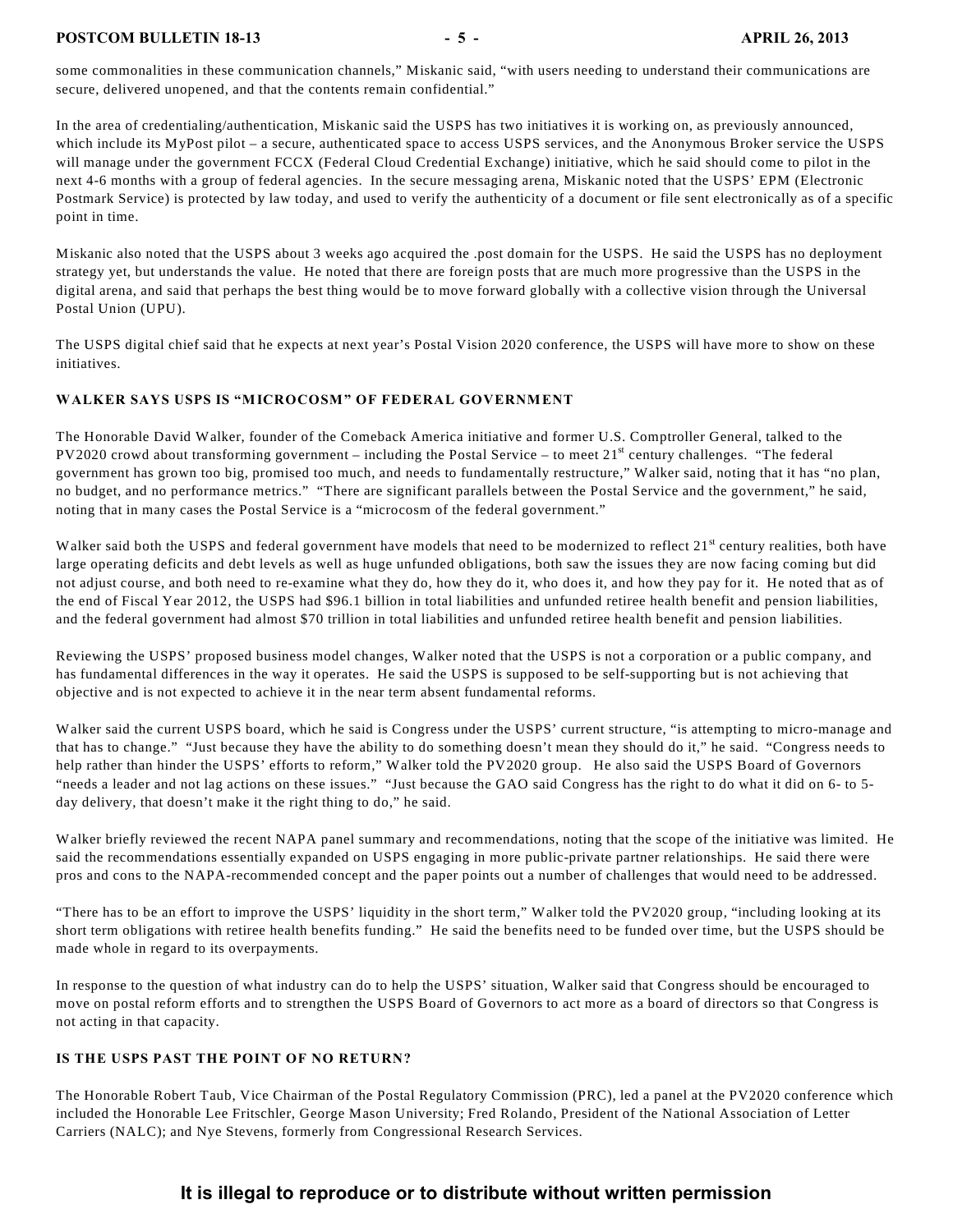some commonalities in these communication channels," Miskanic said, "with users needing to understand their communications are secure, delivered unopened, and that the contents remain confidential."

In the area of credentialing/authentication, Miskanic said the USPS has two initiatives it is working on, as previously announced, which include its MyPost pilot – a secure, authenticated space to access USPS services, and the Anonymous Broker service the USPS will manage under the government FCCX (Federal Cloud Credential Exchange) initiative, which he said should come to pilot in the next 4-6 months with a group of federal agencies. In the secure messaging arena, Miskanic noted that the USPS' EPM (Electronic Postmark Service) is protected by law today, and used to verify the authenticity of a document or file sent electronically as of a specific point in time.

Miskanic also noted that the USPS about 3 weeks ago acquired the .post domain for the USPS. He said the USPS has no deployment strategy yet, but understands the value. He noted that there are foreign posts that are much more progressive than the USPS in the digital arena, and said that perhaps the best thing would be to move forward globally with a collective vision through the Universal Postal Union (UPU).

The USPS digital chief said that he expects at next year's Postal Vision 2020 conference, the USPS will have more to show on these initiatives.

### WALKER SAYS USPS IS "MICROCOSM" OF FEDERAL GOVERNMENT

The Honorable David Walker, founder of the Comeback America initiative and former U.S. Comptroller General, talked to the PV2020 crowd about transforming government – including the Postal Service – to meet 21st century challenges. "The federal government has grown too big, promised too much, and needs to fundamentally restructure," Walker said, noting that it has "no plan, no budget, and no performance metrics." "There are significant parallels between the Postal Service and the government," he said, noting that in many cases the Postal Service is a "microcosm of the federal government."

Walker said both the USPS and federal government have models that need to be modernized to reflect 21st century realities, both have large operating deficits and debt levels as well as huge unfunded obligations, both saw the issues they are now facing coming but did not adjust course, and both need to re-examine what they do, how they do it, who does it, and how they pay for it. He noted that as of the end of Fiscal Year 2012, the USPS had $96.1 billion in total liabilities and unfunded retiree health benefit and pension liabilities, and the federal government had almost $70 trillion in total liabilities and unfunded retiree health benefit and pension liabilities.

Reviewing the USPS' proposed business model changes, Walker noted that the USPS is not a corporation or a public company, and has fundamental differences in the way it operates. He said the USPS is supposed to be self-supporting but is not achieving that objective and is not expected to achieve it in the near term absent fundamental reforms.

Walker said the current USPS board, which he said is Congress under the USPS' current structure, "is attempting to micro-manage and that has to change." "Just because they have the ability to do something doesn't mean they should do it," he said. "Congress needs to help rather than hinder the USPS' efforts to reform," Walker told the PV2020 group. He also said the USPS Board of Governors "needs a leader and not lag actions on these issues." "Just because the GAO said Congress has the right to do what it did on 6- to 5-day delivery, that doesn't make it the right thing to do," he said.

Walker briefly reviewed the recent NAPA panel summary and recommendations, noting that the scope of the initiative was limited. He said the recommendations essentially expanded on USPS engaging in more public-private partner relationships. He said there were pros and cons to the NAPA-recommended concept and the paper points out a number of challenges that would need to be addressed.

"There has to be an effort to improve the USPS' liquidity in the short term," Walker told the PV2020 group, "including looking at its short term obligations with retiree health benefits funding." He said the benefits need to be funded over time, but the USPS should be made whole in regard to its overpayments.

In response to the question of what industry can do to help the USPS' situation, Walker said that Congress should be encouraged to move on postal reform efforts and to strengthen the USPS Board of Governors to act more as a board of directors so that Congress is not acting in that capacity.

### IS THE USPS PAST THE POINT OF NO RETURN?

The Honorable Robert Taub, Vice Chairman of the Postal Regulatory Commission (PRC), led a panel at the PV2020 conference which included the Honorable Lee Fritschler, George Mason University; Fred Rolando, President of the National Association of Letter Carriers (NALC); and Nye Stevens, formerly from Congressional Research Services.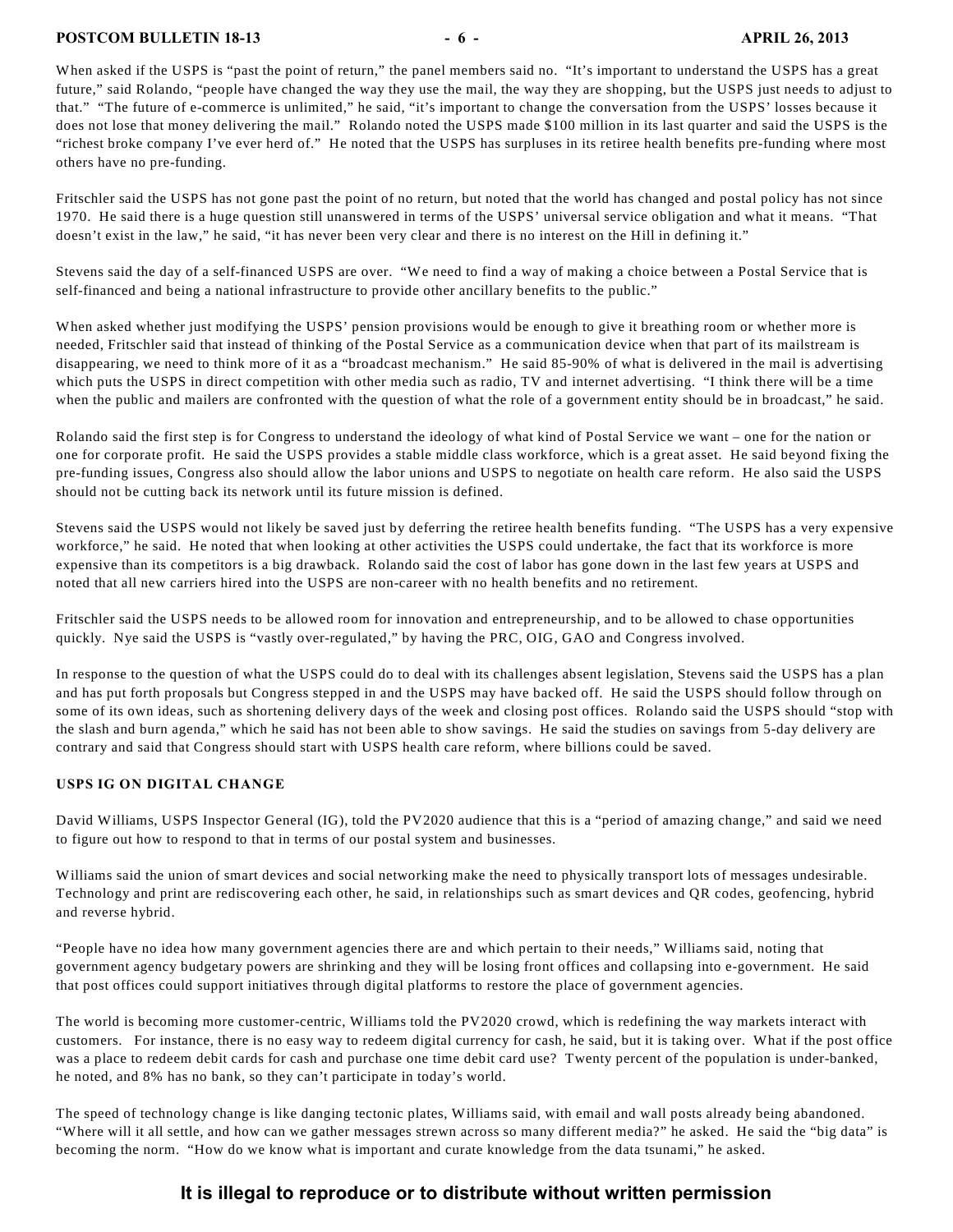When asked if the USPS is "past the point of return," the panel members said no. "It's important to understand the USPS has a great future," said Rolando, "people have changed the way they use the mail, the way they are shopping, but the USPS just needs to adjust to that." "The future of e-commerce is unlimited," he said, "it's important to change the conversation from the USPS' losses because it does not lose that money delivering the mail." Rolando noted the USPS made $100 million in its last quarter and said the USPS is the "richest broke company I've ever herd of." He noted that the USPS has surpluses in its retiree health benefits pre-funding where most others have no pre-funding.

Fritschler said the USPS has not gone past the point of no return, but noted that the world has changed and postal policy has not since 1970. He said there is a huge question still unanswered in terms of the USPS' universal service obligation and what it means. "That doesn't exist in the law," he said, "it has never been very clear and there is no interest on the Hill in defining it."

Stevens said the day of a self-financed USPS are over. "We need to find a way of making a choice between a Postal Service that is self-financed and being a national infrastructure to provide other ancillary benefits to the public."

When asked whether just modifying the USPS' pension provisions would be enough to give it breathing room or whether more is needed, Fritschler said that instead of thinking of the Postal Service as a communication device when that part of its mailstream is disappearing, we need to think more of it as a "broadcast mechanism." He said 85-90% of what is delivered in the mail is advertising which puts the USPS in direct competition with other media such as radio, TV and internet advertising. "I think there will be a time when the public and mailers are confronted with the question of what the role of a government entity should be in broadcast," he said.

Rolando said the first step is for Congress to understand the ideology of what kind of Postal Service we want – one for the nation or one for corporate profit. He said the USPS provides a stable middle class workforce, which is a great asset. He said beyond fixing the pre-funding issues, Congress also should allow the labor unions and USPS to negotiate on health care reform. He also said the USPS should not be cutting back its network until its future mission is defined.

Stevens said the USPS would not likely be saved just by deferring the retiree health benefits funding. "The USPS has a very expensive workforce," he said. He noted that when looking at other activities the USPS could undertake, the fact that its workforce is more expensive than its competitors is a big drawback. Rolando said the cost of labor has gone down in the last few years at USPS and noted that all new carriers hired into the USPS are non-career with no health benefits and no retirement.

Fritschler said the USPS needs to be allowed room for innovation and entrepreneurship, and to be allowed to chase opportunities quickly. Nye said the USPS is "vastly over-regulated," by having the PRC, OIG, GAO and Congress involved.

In response to the question of what the USPS could do to deal with its challenges absent legislation, Stevens said the USPS has a plan and has put forth proposals but Congress stepped in and the USPS may have backed off. He said the USPS should follow through on some of its own ideas, such as shortening delivery days of the week and closing post offices. Rolando said the USPS should "stop with the slash and burn agenda," which he said has not been able to show savings. He said the studies on savings from 5-day delivery are contrary and said that Congress should start with USPS health care reform, where billions could be saved.

## USPS IG ON DIGITAL CHANGE

David Williams, USPS Inspector General (IG), told the PV2020 audience that this is a "period of amazing change," and said we need to figure out how to respond to that in terms of our postal system and businesses.

Williams said the union of smart devices and social networking make the need to physically transport lots of messages undesirable. Technology and print are rediscovering each other, he said, in relationships such as smart devices and QR codes, geofencing, hybrid and reverse hybrid.

"People have no idea how many government agencies there are and which pertain to their needs," Williams said, noting that government agency budgetary powers are shrinking and they will be losing front offices and collapsing into e-government. He said that post offices could support initiatives through digital platforms to restore the place of government agencies.

The world is becoming more customer-centric, Williams told the PV2020 crowd, which is redefining the way markets interact with customers. For instance, there is no easy way to redeem digital currency for cash, he said, but it is taking over. What if the post office was a place to redeem debit cards for cash and purchase one time debit card use? Twenty percent of the population is under-banked, he noted, and 8% has no bank, so they can't participate in today's world.

The speed of technology change is like danging tectonic plates, Williams said, with email and wall posts already being abandoned. "Where will it all settle, and how can we gather messages strewn across so many different media?" he asked. He said the "big data" is becoming the norm. "How do we know what is important and curate knowledge from the data tsunami," he asked.

**It is illegal to reproduce or to distribute without written permission**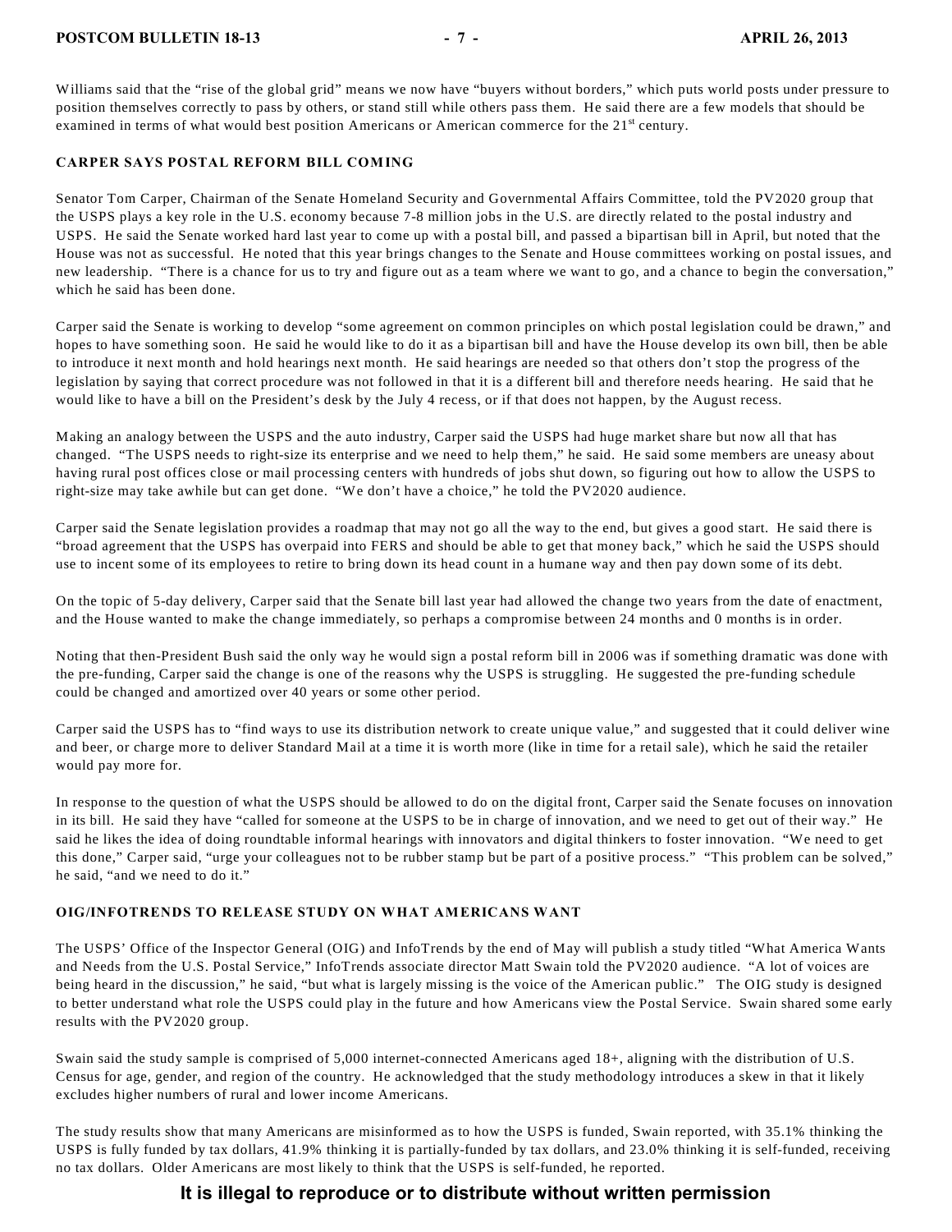Williams said that the "rise of the global grid" means we now have "buyers without borders," which puts world posts under pressure to position themselves correctly to pass by others, or stand still while others pass them. He said there are a few models that should be examined in terms of what would best position Americans or American commerce for the 21st century.

## CARPER SAYS POSTAL REFORM BILL COMING

Senator Tom Carper, Chairman of the Senate Homeland Security and Governmental Affairs Committee, told the PV2020 group that the USPS plays a key role in the U.S. economy because 7-8 million jobs in the U.S. are directly related to the postal industry and USPS. He said the Senate worked hard last year to come up with a postal bill, and passed a bipartisan bill in April, but noted that the House was not as successful. He noted that this year brings changes to the Senate and House committees working on postal issues, and new leadership. "There is a chance for us to try and figure out as a team where we want to go, and a chance to begin the conversation," which he said has been done.

Carper said the Senate is working to develop "some agreement on common principles on which postal legislation could be drawn," and hopes to have something soon. He said he would like to do it as a bipartisan bill and have the House develop its own bill, then be able to introduce it next month and hold hearings next month. He said hearings are needed so that others don't stop the progress of the legislation by saying that correct procedure was not followed in that it is a different bill and therefore needs hearing. He said that he would like to have a bill on the President's desk by the July 4 recess, or if that does not happen, by the August recess.

Making an analogy between the USPS and the auto industry, Carper said the USPS had huge market share but now all that has changed. "The USPS needs to right-size its enterprise and we need to help them," he said. He said some members are uneasy about having rural post offices close or mail processing centers with hundreds of jobs shut down, so figuring out how to allow the USPS to right-size may take awhile but can get done. "We don't have a choice," he told the PV2020 audience.

Carper said the Senate legislation provides a roadmap that may not go all the way to the end, but gives a good start. He said there is "broad agreement that the USPS has overpaid into FERS and should be able to get that money back," which he said the USPS should use to incent some of its employees to retire to bring down its head count in a humane way and then pay down some of its debt.

On the topic of 5-day delivery, Carper said that the Senate bill last year had allowed the change two years from the date of enactment, and the House wanted to make the change immediately, so perhaps a compromise between 24 months and 0 months is in order.

Noting that then-President Bush said the only way he would sign a postal reform bill in 2006 was if something dramatic was done with the pre-funding, Carper said the change is one of the reasons why the USPS is struggling. He suggested the pre-funding schedule could be changed and amortized over 40 years or some other period.

Carper said the USPS has to "find ways to use its distribution network to create unique value," and suggested that it could deliver wine and beer, or charge more to deliver Standard Mail at a time it is worth more (like in time for a retail sale), which he said the retailer would pay more for.

In response to the question of what the USPS should be allowed to do on the digital front, Carper said the Senate focuses on innovation in its bill. He said they have "called for someone at the USPS to be in charge of innovation, and we need to get out of their way." He said he likes the idea of doing roundtable informal hearings with innovators and digital thinkers to foster innovation. "We need to get this done," Carper said, "urge your colleagues not to be rubber stamp but be part of a positive process." "This problem can be solved," he said, "and we need to do it."

## OIG/INFOTRENDS TO RELEASE STUDY ON WHAT AMERICANS WANT

The USPS' Office of the Inspector General (OIG) and InfoTrends by the end of May will publish a study titled "What America Wants and Needs from the U.S. Postal Service," InfoTrends associate director Matt Swain told the PV2020 audience. "A lot of voices are being heard in the discussion," he said, "but what is largely missing is the voice of the American public." The OIG study is designed to better understand what role the USPS could play in the future and how Americans view the Postal Service. Swain shared some early results with the PV2020 group.

Swain said the study sample is comprised of 5,000 internet-connected Americans aged 18+, aligning with the distribution of U.S. Census for age, gender, and region of the country. He acknowledged that the study methodology introduces a skew in that it likely excludes higher numbers of rural and lower income Americans.

The study results show that many Americans are misinformed as to how the USPS is funded, Swain reported, with 35.1% thinking the USPS is fully funded by tax dollars, 41.9% thinking it is partially-funded by tax dollars, and 23.0% thinking it is self-funded, receiving no tax dollars. Older Americans are most likely to think that the USPS is self-funded, he reported.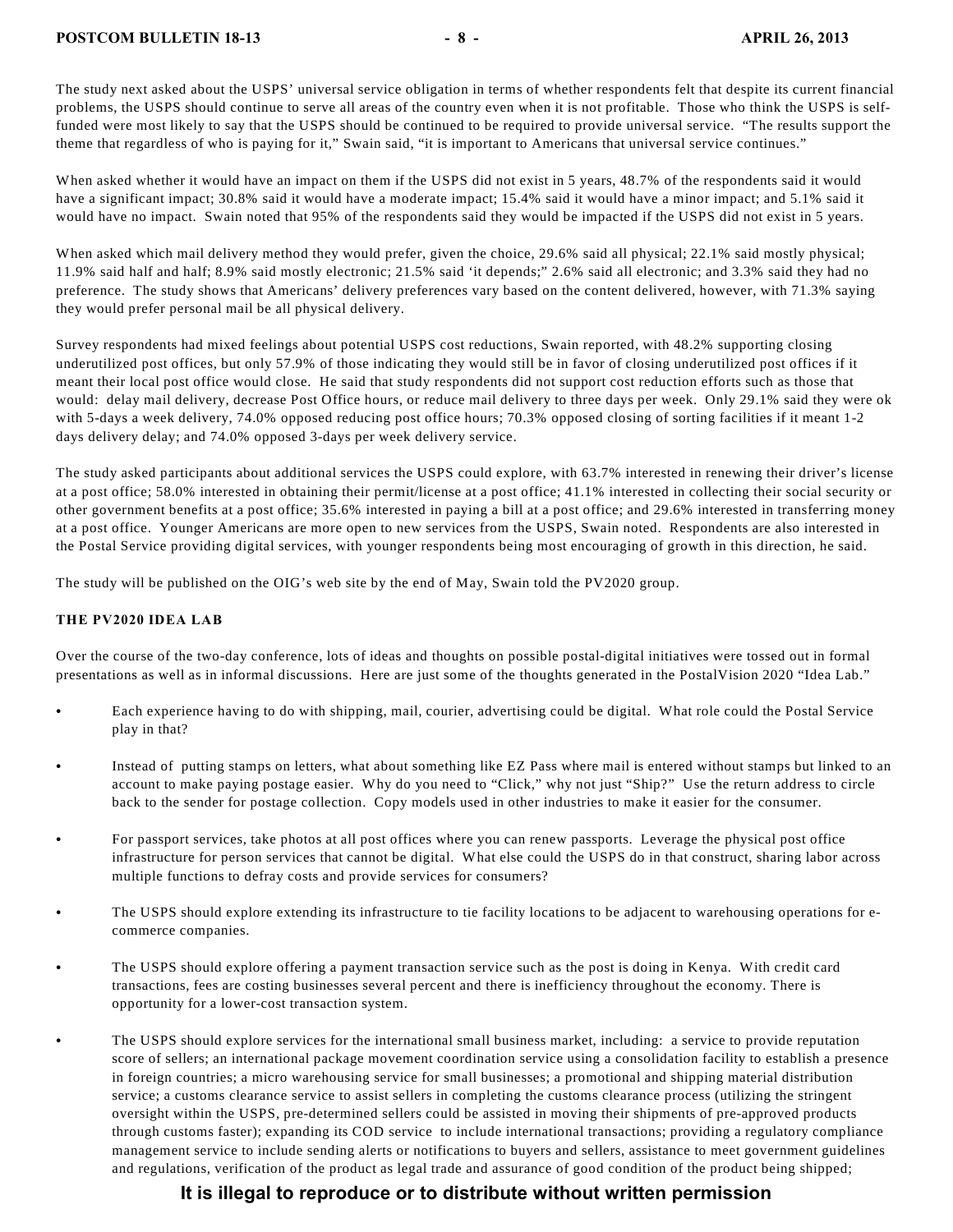The study next asked about the USPS' universal service obligation in terms of whether respondents felt that despite its current financial problems, the USPS should continue to serve all areas of the country even when it is not profitable. Those who think the USPS is self-funded were most likely to say that the USPS should be continued to be required to provide universal service. "The results support the theme that regardless of who is paying for it," Swain said, "it is important to Americans that universal service continues."

When asked whether it would have an impact on them if the USPS did not exist in 5 years, 48.7% of the respondents said it would have a significant impact; 30.8% said it would have a moderate impact; 15.4% said it would have a minor impact; and 5.1% said it would have no impact. Swain noted that 95% of the respondents said they would be impacted if the USPS did not exist in 5 years.

When asked which mail delivery method they would prefer, given the choice, 29.6% said all physical; 22.1% said mostly physical; 11.9% said half and half; 8.9% said mostly electronic; 21.5% said 'it depends;" 2.6% said all electronic; and 3.3% said they had no preference. The study shows that Americans' delivery preferences vary based on the content delivered, however, with 71.3% saying they would prefer personal mail be all physical delivery.

Survey respondents had mixed feelings about potential USPS cost reductions, Swain reported, with 48.2% supporting closing underutilized post offices, but only 57.9% of those indicating they would still be in favor of closing underutilized post offices if it meant their local post office would close. He said that study respondents did not support cost reduction efforts such as those that would: delay mail delivery, decrease Post Office hours, or reduce mail delivery to three days per week. Only 29.1% said they were ok with 5-days a week delivery, 74.0% opposed reducing post office hours; 70.3% opposed closing of sorting facilities if it meant 1-2 days delivery delay; and 74.0% opposed 3-days per week delivery service.

The study asked participants about additional services the USPS could explore, with 63.7% interested in renewing their driver's license at a post office; 58.0% interested in obtaining their permit/license at a post office; 41.1% interested in collecting their social security or other government benefits at a post office; 35.6% interested in paying a bill at a post office; and 29.6% interested in transferring money at a post office. Younger Americans are more open to new services from the USPS, Swain noted. Respondents are also interested in the Postal Service providing digital services, with younger respondents being most encouraging of growth in this direction, he said.

The study will be published on the OIG's web site by the end of May, Swain told the PV2020 group.

### THE PV2020 IDEA LAB

Over the course of the two-day conference, lots of ideas and thoughts on possible postal-digital initiatives were tossed out in formal presentations as well as in informal discussions. Here are just some of the thoughts generated in the PostalVision 2020 "Idea Lab."

- Each experience having to do with shipping, mail, courier, advertising could be digital. What role could the Postal Service play in that?
- Instead of putting stamps on letters, what about something like EZ Pass where mail is entered without stamps but linked to an account to make paying postage easier. Why do you need to "Click," why not just "Ship?" Use the return address to circle back to the sender for postage collection. Copy models used in other industries to make it easier for the consumer.
- For passport services, take photos at all post offices where you can renew passports. Leverage the physical post office infrastructure for person services that cannot be digital. What else could the USPS do in that construct, sharing labor across multiple functions to defray costs and provide services for consumers?
- The USPS should explore extending its infrastructure to tie facility locations to be adjacent to warehousing operations for e-commerce companies.
- The USPS should explore offering a payment transaction service such as the post is doing in Kenya. With credit card transactions, fees are costing businesses several percent and there is inefficiency throughout the economy. There is opportunity for a lower-cost transaction system.
- The USPS should explore services for the international small business market, including: a service to provide reputation score of sellers; an international package movement coordination service using a consolidation facility to establish a presence in foreign countries; a micro warehousing service for small businesses; a promotional and shipping material distribution service; a customs clearance service to assist sellers in completing the customs clearance process (utilizing the stringent oversight within the USPS, pre-determined sellers could be assisted in moving their shipments of pre-approved products through customs faster); expanding its COD service to include international transactions; providing a regulatory compliance management service to include sending alerts or notifications to buyers and sellers, assistance to meet government guidelines and regulations, verification of the product as legal trade and assurance of good condition of the product being shipped;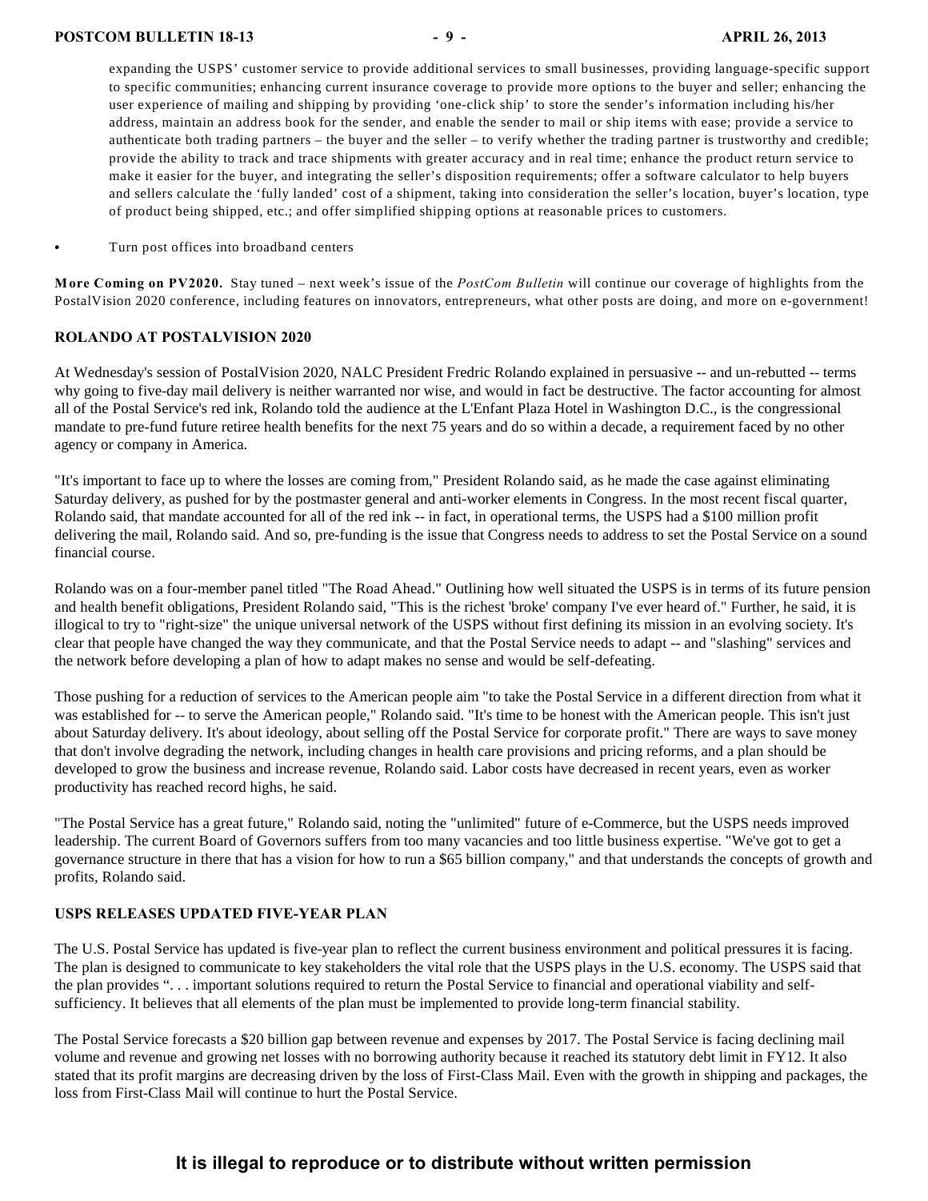expanding the USPS' customer service to provide additional services to small businesses, providing language-specific support to specific communities; enhancing current insurance coverage to provide more options to the buyer and seller; enhancing the user experience of mailing and shipping by providing 'one-click ship' to store the sender's information including his/her address, maintain an address book for the sender, and enable the sender to mail or ship items with ease; provide a service to authenticate both trading partners – the buyer and the seller – to verify whether the trading partner is trustworthy and credible; provide the ability to track and trace shipments with greater accuracy and in real time; enhance the product return service to make it easier for the buyer, and integrating the seller's disposition requirements; offer a software calculator to help buyers and sellers calculate the 'fully landed' cost of a shipment, taking into consideration the seller's location, buyer's location, type of product being shipped, etc.; and offer simplified shipping options at reasonable prices to customers.

- Turn post offices into broadband centers

**More Coming on PV2020.** Stay tuned – next week's issue of the *PostCom Bulletin* will continue our coverage of highlights from the PostalVision 2020 conference, including features on innovators, entrepreneurs, what other posts are doing, and more on e-government!

## ROLANDO AT POSTALVISION 2020

At Wednesday's session of PostalVision 2020, NALC President Fredric Rolando explained in persuasive -- and un-rebutted -- terms why going to five-day mail delivery is neither warranted nor wise, and would in fact be destructive. The factor accounting for almost all of the Postal Service's red ink, Rolando told the audience at the L'Enfant Plaza Hotel in Washington D.C., is the congressional mandate to pre-fund future retiree health benefits for the next 75 years and do so within a decade, a requirement faced by no other agency or company in America.

"It's important to face up to where the losses are coming from," President Rolando said, as he made the case against eliminating Saturday delivery, as pushed for by the postmaster general and anti-worker elements in Congress. In the most recent fiscal quarter, Rolando said, that mandate accounted for all of the red ink -- in fact, in operational terms, the USPS had a $100 million profit delivering the mail, Rolando said. And so, pre-funding is the issue that Congress needs to address to set the Postal Service on a sound financial course.

Rolando was on a four-member panel titled "The Road Ahead." Outlining how well situated the USPS is in terms of its future pension and health benefit obligations, President Rolando said, "This is the richest 'broke' company I've ever heard of." Further, he said, it is illogical to try to "right-size" the unique universal network of the USPS without first defining its mission in an evolving society. It's clear that people have changed the way they communicate, and that the Postal Service needs to adapt -- and "slashing" services and the network before developing a plan of how to adapt makes no sense and would be self-defeating.

Those pushing for a reduction of services to the American people aim "to take the Postal Service in a different direction from what it was established for -- to serve the American people," Rolando said. "It's time to be honest with the American people. This isn't just about Saturday delivery. It's about ideology, about selling off the Postal Service for corporate profit." There are ways to save money that don't involve degrading the network, including changes in health care provisions and pricing reforms, and a plan should be developed to grow the business and increase revenue, Rolando said. Labor costs have decreased in recent years, even as worker productivity has reached record highs, he said.

"The Postal Service has a great future," Rolando said, noting the "unlimited" future of e-Commerce, but the USPS needs improved leadership. The current Board of Governors suffers from too many vacancies and too little business expertise. "We've got to get a governance structure in there that has a vision for how to run a $65 billion company," and that understands the concepts of growth and profits, Rolando said.

## USPS RELEASES UPDATED FIVE-YEAR PLAN

The U.S. Postal Service has updated is five-year plan to reflect the current business environment and political pressures it is facing. The plan is designed to communicate to key stakeholders the vital role that the USPS plays in the U.S. economy. The USPS said that the plan provides ". . . important solutions required to return the Postal Service to financial and operational viability and self-sufficiency. It believes that all elements of the plan must be implemented to provide long-term financial stability.

The Postal Service forecasts a $20 billion gap between revenue and expenses by 2017. The Postal Service is facing declining mail volume and revenue and growing net losses with no borrowing authority because it reached its statutory debt limit in FY12. It also stated that its profit margins are decreasing driven by the loss of First-Class Mail. Even with the growth in shipping and packages, the loss from First-Class Mail will continue to hurt the Postal Service.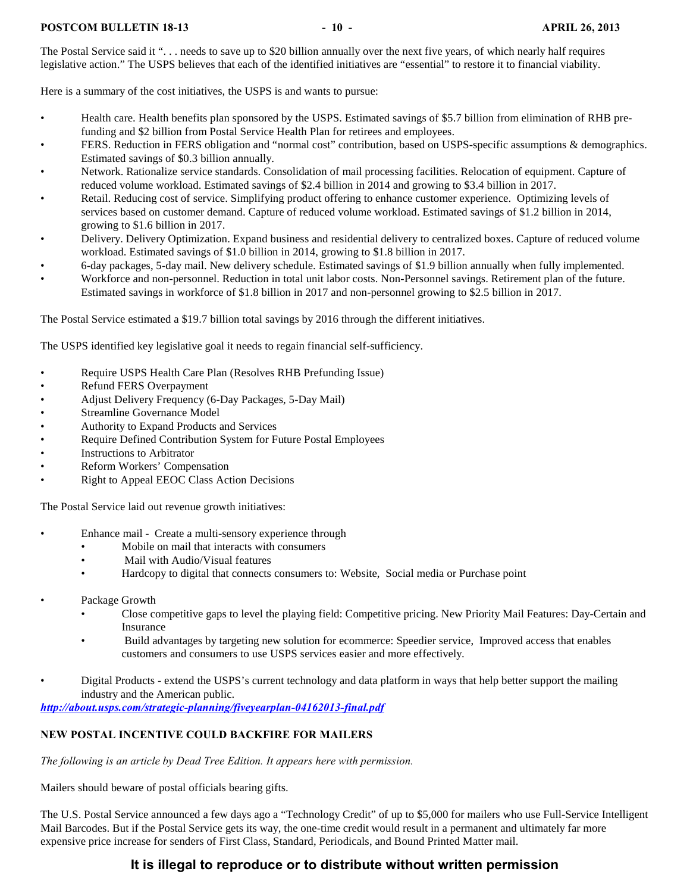The Postal Service said it ". . . needs to save up to $20 billion annually over the next five years, of which nearly half requires legislative action." The USPS believes that each of the identified initiatives are "essential" to restore it to financial viability.

Here is a summary of the cost initiatives, the USPS is and wants to pursue:

- Health care. Health benefits plan sponsored by the USPS. Estimated savings of $5.7 billion from elimination of RHB pre-funding and $2 billion from Postal Service Health Plan for retirees and employees.
- FERS. Reduction in FERS obligation and "normal cost" contribution, based on USPS-specific assumptions & demographics. Estimated savings of $0.3 billion annually.
- Network. Rationalize service standards. Consolidation of mail processing facilities. Relocation of equipment. Capture of reduced volume workload. Estimated savings of $2.4 billion in 2014 and growing to $3.4 billion in 2017.
- Retail. Reducing cost of service. Simplifying product offering to enhance customer experience. Optimizing levels of services based on customer demand. Capture of reduced volume workload. Estimated savings of $1.2 billion in 2014, growing to $1.6 billion in 2017.
- Delivery. Delivery Optimization. Expand business and residential delivery to centralized boxes. Capture of reduced volume workload. Estimated savings of $1.0 billion in 2014, growing to $1.8 billion in 2017.
- 6-day packages, 5-day mail. New delivery schedule. Estimated savings of $1.9 billion annually when fully implemented.
- Workforce and non-personnel. Reduction in total unit labor costs. Non-Personnel savings. Retirement plan of the future. Estimated savings in workforce of $1.8 billion in 2017 and non-personnel growing to $2.5 billion in 2017.

The Postal Service estimated a $19.7 billion total savings by 2016 through the different initiatives.

The USPS identified key legislative goal it needs to regain financial self-sufficiency.

- Require USPS Health Care Plan (Resolves RHB Prefunding Issue)
- Refund FERS Overpayment
- Adjust Delivery Frequency (6-Day Packages, 5-Day Mail)
- Streamline Governance Model
- Authority to Expand Products and Services
- Require Defined Contribution System for Future Postal Employees
- Instructions to Arbitrator
- Reform Workers' Compensation
- Right to Appeal EEOC Class Action Decisions

The Postal Service laid out revenue growth initiatives:

- Enhance mail - Create a multi-sensory experience through
  - Mobile on mail that interacts with consumers
  - Mail with Audio/Visual features
  - Hardcopy to digital that connects consumers to: Website, Social media or Purchase point

- Package Growth
  - Close competitive gaps to level the playing field: Competitive pricing. New Priority Mail Features: Day-Certain and Insurance
  - Build advantages by targeting new solution for ecommerce: Speedier service, Improved access that enables customers and consumers to use USPS services easier and more effectively.

- Digital Products - extend the USPS's current technology and data platform in ways that help better support the mailing industry and the American public.

***http://about.usps.com/strategic-planning/fiveyearplan-04162013-final.pdf***

## NEW POSTAL INCENTIVE COULD BACKFIRE FOR MAILERS

*The following is an article by Dead Tree Edition. It appears here with permission.*

Mailers should beware of postal officials bearing gifts.

The U.S. Postal Service announced a few days ago a "Technology Credit" of up to $5,000 for mailers who use Full-Service Intelligent Mail Barcodes. But if the Postal Service gets its way, the one-time credit would result in a permanent and ultimately far more expensive price increase for senders of First Class, Standard, Periodicals, and Bound Printed Matter mail.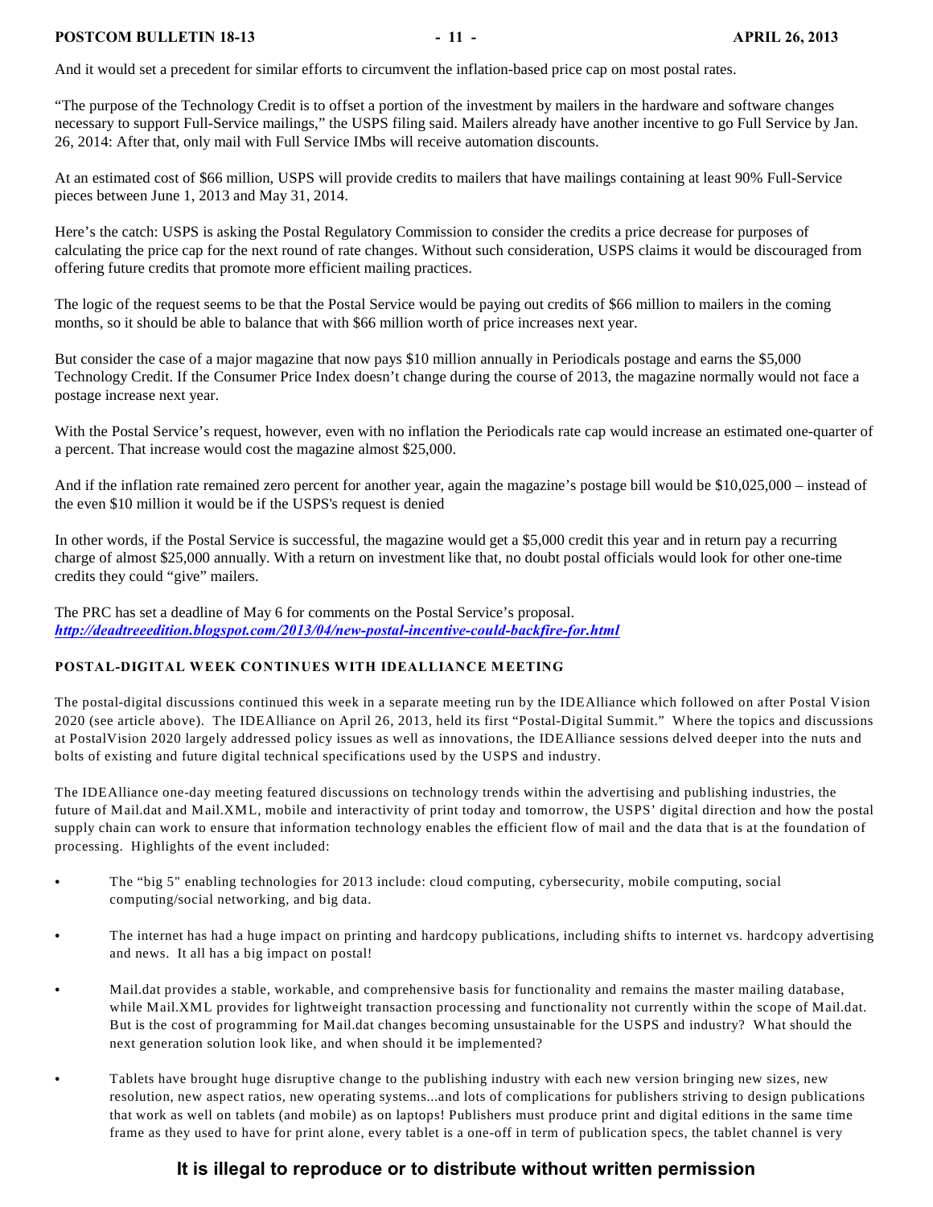And it would set a precedent for similar efforts to circumvent the inflation-based price cap on most postal rates.

"The purpose of the Technology Credit is to offset a portion of the investment by mailers in the hardware and software changes necessary to support Full-Service mailings," the USPS filing said. Mailers already have another incentive to go Full Service by Jan. 26, 2014: After that, only mail with Full Service IMbs will receive automation discounts.

At an estimated cost of $66 million, USPS will provide credits to mailers that have mailings containing at least 90% Full-Service pieces between June 1, 2013 and May 31, 2014.

Here's the catch: USPS is asking the Postal Regulatory Commission to consider the credits a price decrease for purposes of calculating the price cap for the next round of rate changes. Without such consideration, USPS claims it would be discouraged from offering future credits that promote more efficient mailing practices.

The logic of the request seems to be that the Postal Service would be paying out credits of $66 million to mailers in the coming months, so it should be able to balance that with $66 million worth of price increases next year.

But consider the case of a major magazine that now pays $10 million annually in Periodicals postage and earns the $5,000 Technology Credit. If the Consumer Price Index doesn't change during the course of 2013, the magazine normally would not face a postage increase next year.

With the Postal Service's request, however, even with no inflation the Periodicals rate cap would increase an estimated one-quarter of a percent. That increase would cost the magazine almost $25,000.

And if the inflation rate remained zero percent for another year, again the magazine's postage bill would be $10,025,000 – instead of the even $10 million it would be if the USPS's request is denied

In other words, if the Postal Service is successful, the magazine would get a $5,000 credit this year and in return pay a recurring charge of almost $25,000 annually. With a return on investment like that, no doubt postal officials would look for other one-time credits they could "give" mailers.

The PRC has set a deadline of May 6 for comments on the Postal Service's proposal.
***http://deadtreeedition.blogspot.com/2013/04/new-postal-incentive-could-backfire-for.html***

## POSTAL-DIGITAL WEEK CONTINUES WITH IDEALLIANCE MEETING

The postal-digital discussions continued this week in a separate meeting run by the IDEAlliance which followed on after Postal Vision 2020 (see article above). The IDEAlliance on April 26, 2013, held its first "Postal-Digital Summit." Where the topics and discussions at PostalVision 2020 largely addressed policy issues as well as innovations, the IDEAlliance sessions delved deeper into the nuts and bolts of existing and future digital technical specifications used by the USPS and industry.

The IDEAlliance one-day meeting featured discussions on technology trends within the advertising and publishing industries, the future of Mail.dat and Mail.XML, mobile and interactivity of print today and tomorrow, the USPS' digital direction and how the postal supply chain can work to ensure that information technology enables the efficient flow of mail and the data that is at the foundation of processing. Highlights of the event included:

- The "big 5" enabling technologies for 2013 include: cloud computing, cybersecurity, mobile computing, social computing/social networking, and big data.
- The internet has had a huge impact on printing and hardcopy publications, including shifts to internet vs. hardcopy advertising and news. It all has a big impact on postal!
- Mail.dat provides a stable, workable, and comprehensive basis for functionality and remains the master mailing database, while Mail.XML provides for lightweight transaction processing and functionality not currently within the scope of Mail.dat. But is the cost of programming for Mail.dat changes becoming unsustainable for the USPS and industry? What should the next generation solution look like, and when should it be implemented?
- Tablets have brought huge disruptive change to the publishing industry with each new version bringing new sizes, new resolution, new aspect ratios, new operating systems...and lots of complications for publishers striving to design publications that work as well on tablets (and mobile) as on laptops! Publishers must produce print and digital editions in the same time frame as they used to have for print alone, every tablet is a one-off in term of publication specs, the tablet channel is very

**It is illegal to reproduce or to distribute without written permission**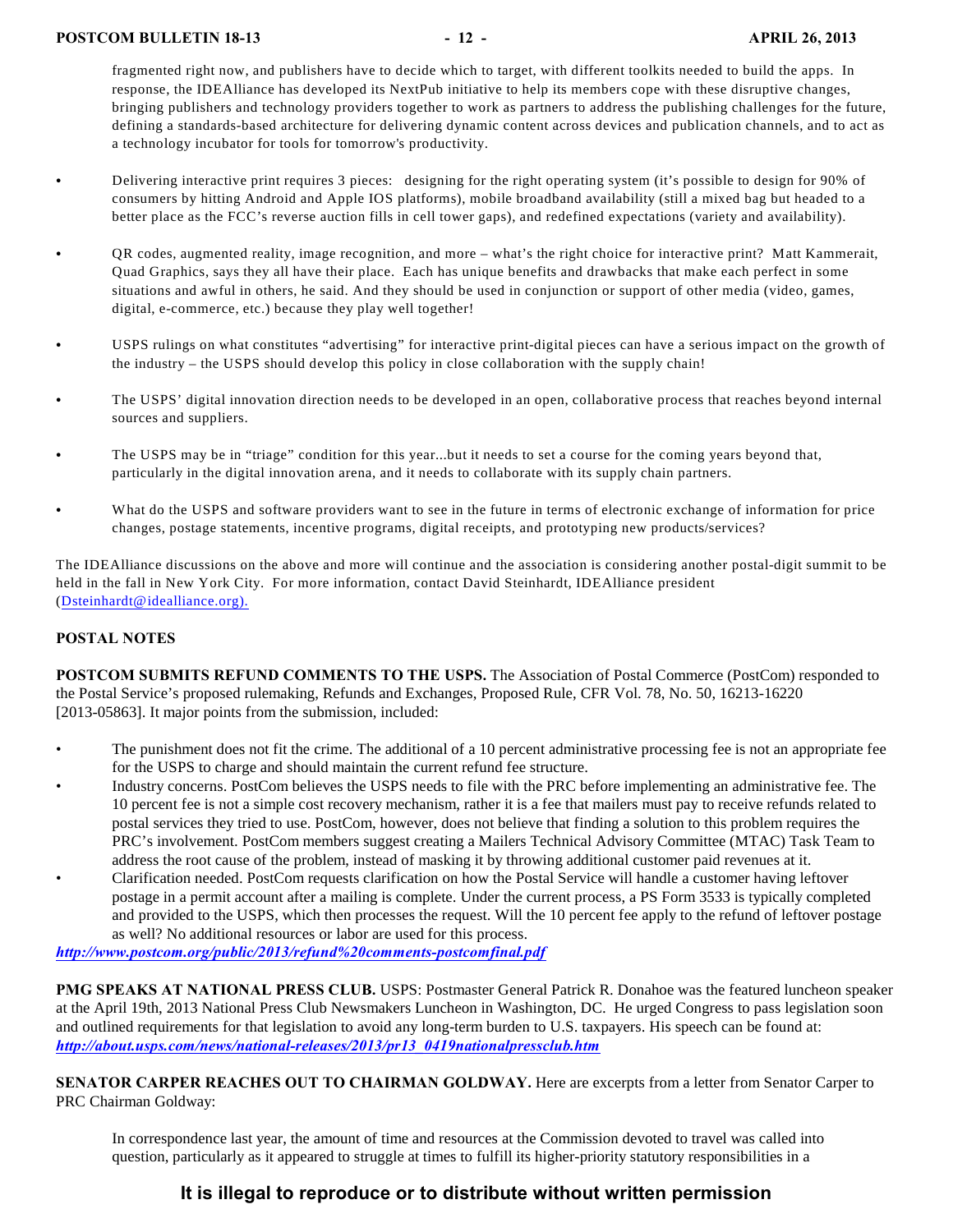fragmented right now, and publishers have to decide which to target, with different toolkits needed to build the apps. In response, the IDEAlliance has developed its NextPub initiative to help its members cope with these disruptive changes, bringing publishers and technology providers together to work as partners to address the publishing challenges for the future, defining a standards-based architecture for delivering dynamic content across devices and publication channels, and to act as a technology incubator for tools for tomorrow's productivity.

- Delivering interactive print requires 3 pieces: designing for the right operating system (it's possible to design for 90% of consumers by hitting Android and Apple IOS platforms), mobile broadband availability (still a mixed bag but headed to a better place as the FCC's reverse auction fills in cell tower gaps), and redefined expectations (variety and availability).

- QR codes, augmented reality, image recognition, and more – what's the right choice for interactive print? Matt Kammerait, Quad Graphics, says they all have their place. Each has unique benefits and drawbacks that make each perfect in some situations and awful in others, he said. And they should be used in conjunction or support of other media (video, games, digital, e-commerce, etc.) because they play well together!

- USPS rulings on what constitutes "advertising" for interactive print-digital pieces can have a serious impact on the growth of the industry – the USPS should develop this policy in close collaboration with the supply chain!

- The USPS' digital innovation direction needs to be developed in an open, collaborative process that reaches beyond internal sources and suppliers.

- The USPS may be in "triage" condition for this year...but it needs to set a course for the coming years beyond that, particularly in the digital innovation arena, and it needs to collaborate with its supply chain partners.

- What do the USPS and software providers want to see in the future in terms of electronic exchange of information for price changes, postage statements, incentive programs, digital receipts, and prototyping new products/services?

The IDEAlliance discussions on the above and more will continue and the association is considering another postal-digit summit to be held in the fall in New York City. For more information, contact David Steinhardt, IDEAlliance president (Dsteinhardt@idealliance.org).

## POSTAL NOTES

**POSTCOM SUBMITS REFUND COMMENTS TO THE USPS.** The Association of Postal Commerce (PostCom) responded to the Postal Service's proposed rulemaking, Refunds and Exchanges, Proposed Rule, CFR Vol. 78, No. 50, 16213-16220 [2013-05863]. It major points from the submission, included:

- The punishment does not fit the crime. The additional of a 10 percent administrative processing fee is not an appropriate fee for the USPS to charge and should maintain the current refund fee structure.
- Industry concerns. PostCom believes the USPS needs to file with the PRC before implementing an administrative fee. The 10 percent fee is not a simple cost recovery mechanism, rather it is a fee that mailers must pay to receive refunds related to postal services they tried to use. PostCom, however, does not believe that finding a solution to this problem requires the PRC's involvement. PostCom members suggest creating a Mailers Technical Advisory Committee (MTAC) Task Team to address the root cause of the problem, instead of masking it by throwing additional customer paid revenues at it.
- Clarification needed. PostCom requests clarification on how the Postal Service will handle a customer having leftover postage in a permit account after a mailing is complete. Under the current process, a PS Form 3533 is typically completed and provided to the USPS, which then processes the request. Will the 10 percent fee apply to the refund of leftover postage as well? No additional resources or labor are used for this process.

***http://www.postcom.org/public/2013/refund%20comments-postcomfinal.pdf***

**PMG SPEAKS AT NATIONAL PRESS CLUB.** USPS: Postmaster General Patrick R. Donahoe was the featured luncheon speaker at the April 19th, 2013 National Press Club Newsmakers Luncheon in Washington, DC. He urged Congress to pass legislation soon and outlined requirements for that legislation to avoid any long-term burden to U.S. taxpayers. His speech can be found at: ***http://about.usps.com/news/national-releases/2013/pr13_0419nationalpressclub.htm***

**SENATOR CARPER REACHES OUT TO CHAIRMAN GOLDWAY.** Here are excerpts from a letter from Senator Carper to PRC Chairman Goldway:

> In correspondence last year, the amount of time and resources at the Commission devoted to travel was called into question, particularly as it appeared to struggle at times to fulfill its higher-priority statutory responsibilities in a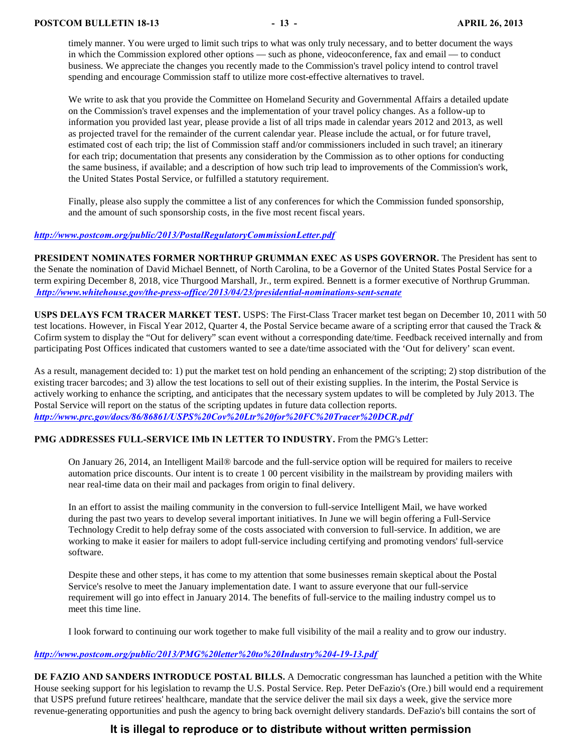timely manner. You were urged to limit such trips to what was only truly necessary, and to better document the ways in which the Commission explored other options — such as phone, videoconference, fax and email — to conduct business. We appreciate the changes you recently made to the Commission's travel policy intend to control travel spending and encourage Commission staff to utilize more cost-effective alternatives to travel.

> We write to ask that you provide the Committee on Homeland Security and Governmental Affairs a detailed update on the Commission's travel expenses and the implementation of your travel policy changes. As a follow-up to information you provided last year, please provide a list of all trips made in calendar years 2012 and 2013, as well as projected travel for the remainder of the current calendar year. Please include the actual, or for future travel, estimated cost of each trip; the list of Commission staff and/or commissioners included in such travel; an itinerary for each trip; documentation that presents any consideration by the Commission as to other options for conducting the same business, if available; and a description of how such trip lead to improvements of the Commission's work, the United States Postal Service, or fulfilled a statutory requirement.
>
> Finally, please also supply the committee a list of any conferences for which the Commission funded sponsorship, and the amount of such sponsorship costs, in the five most recent fiscal years.

***http://www.postcom.org/public/2013/PostalRegulatoryCommissionLetter.pdf***

**PRESIDENT NOMINATES FORMER NORTHRUP GRUMMAN EXEC AS USPS GOVERNOR.** The President has sent to the Senate the nomination of David Michael Bennett, of North Carolina, to be a Governor of the United States Postal Service for a term expiring December 8, 2018, vice Thurgood Marshall, Jr., term expired. Bennett is a former executive of Northrup Grumman. ***http://www.whitehouse.gov/the-press-office/2013/04/23/presidential-nominations-sent-senate***

**USPS DELAYS FCM TRACER MARKET TEST.** USPS: The First-Class Tracer market test began on December 10, 2011 with 50 test locations. However, in Fiscal Year 2012, Quarter 4, the Postal Service became aware of a scripting error that caused the Track & Cofirm system to display the "Out for delivery" scan event without a corresponding date/time. Feedback received internally and from participating Post Offices indicated that customers wanted to see a date/time associated with the 'Out for delivery' scan event.

As a result, management decided to: 1) put the market test on hold pending an enhancement of the scripting; 2) stop distribution of the existing tracer barcodes; and 3) allow the test locations to sell out of their existing supplies. In the interim, the Postal Service is actively working to enhance the scripting, and anticipates that the necessary system updates to will be completed by July 2013. The Postal Service will report on the status of the scripting updates in future data collection reports.
***http://www.prc.gov/docs/86/86861/USPS%20Cov%20Ltr%20for%20FC%20Tracer%20DCR.pdf***

**PMG ADDRESSES FULL-SERVICE IMb IN LETTER TO INDUSTRY.** From the PMG's Letter:

> On January 26, 2014, an Intelligent Mail® barcode and the full-service option will be required for mailers to receive automation price discounts. Our intent is to create 1 00 percent visibility in the mailstream by providing mailers with near real-time data on their mail and packages from origin to final delivery.
>
> In an effort to assist the mailing community in the conversion to full-service Intelligent Mail, we have worked during the past two years to develop several important initiatives. In June we will begin offering a Full-Service Technology Credit to help defray some of the costs associated with conversion to full-service. In addition, we are working to make it easier for mailers to adopt full-service including certifying and promoting vendors' full-service software.
>
> Despite these and other steps, it has come to my attention that some businesses remain skeptical about the Postal Service's resolve to meet the January implementation date. I want to assure everyone that our full-service requirement will go into effect in January 2014. The benefits of full-service to the mailing industry compel us to meet this time line.
>
> I look forward to continuing our work together to make full visibility of the mail a reality and to grow our industry.

***http://www.postcom.org/public/2013/PMG%20letter%20to%20Industry%204-19-13.pdf***

**DE FAZIO AND SANDERS INTRODUCE POSTAL BILLS.** A Democratic congressman has launched a petition with the White House seeking support for his legislation to revamp the U.S. Postal Service. Rep. Peter DeFazio's (Ore.) bill would end a requirement that USPS prefund future retirees' healthcare, mandate that the service deliver the mail six days a week, give the service more revenue-generating opportunities and push the agency to bring back overnight delivery standards. DeFazio's bill contains the sort of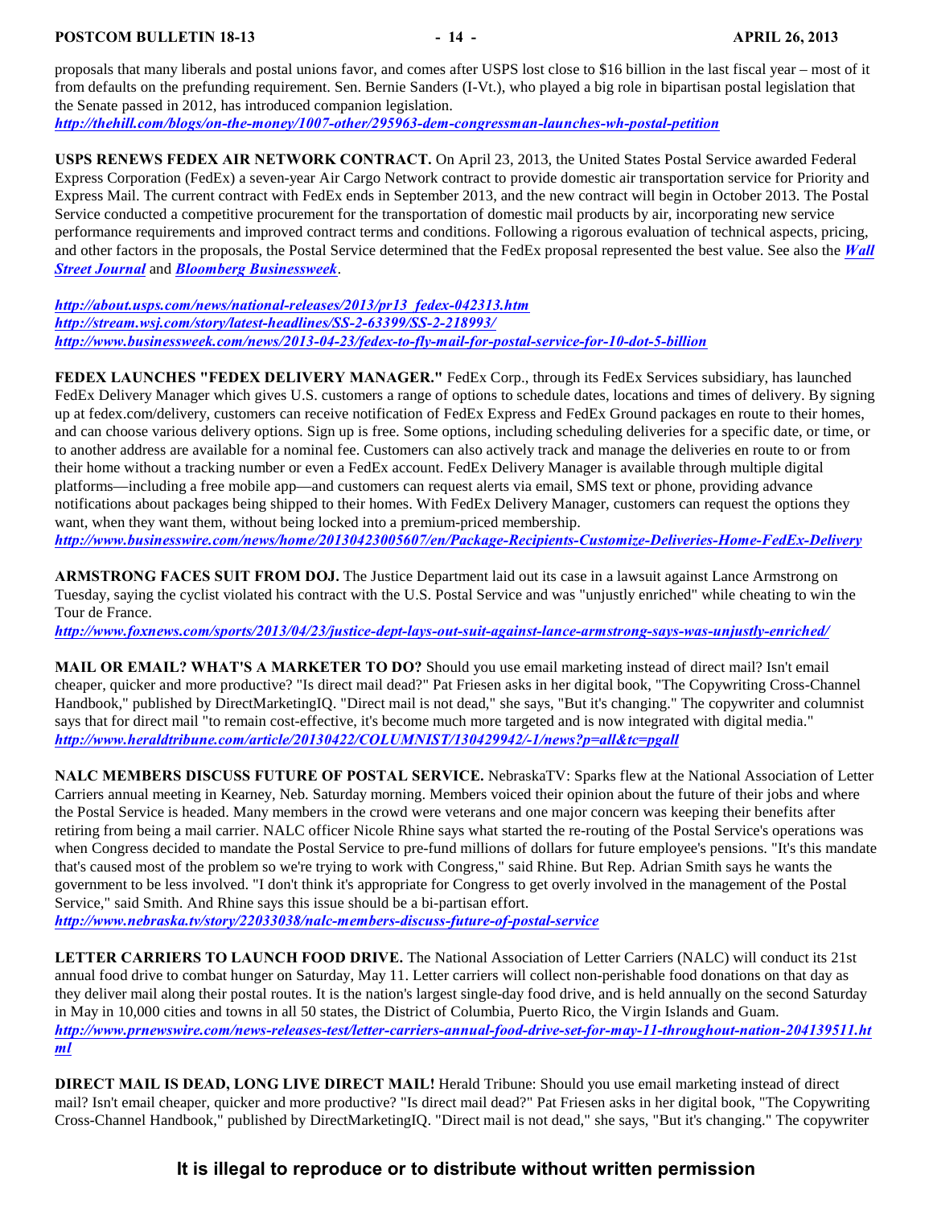proposals that many liberals and postal unions favor, and comes after USPS lost close to $16 billion in the last fiscal year – most of it from defaults on the prefunding requirement. Sen. Bernie Sanders (I-Vt.), who played a big role in bipartisan postal legislation that the Senate passed in 2012, has introduced companion legislation.
***http://thehill.com/blogs/on-the-money/1007-other/295963-dem-congressman-launches-wh-postal-petition***

**USPS RENEWS FEDEX AIR NETWORK CONTRACT.** On April 23, 2013, the United States Postal Service awarded Federal Express Corporation (FedEx) a seven-year Air Cargo Network contract to provide domestic air transportation service for Priority and Express Mail. The current contract with FedEx ends in September 2013, and the new contract will begin in October 2013. The Postal Service conducted a competitive procurement for the transportation of domestic mail products by air, incorporating new service performance requirements and improved contract terms and conditions. Following a rigorous evaluation of technical aspects, pricing, and other factors in the proposals, the Postal Service determined that the FedEx proposal represented the best value. See also the ***Wall Street Journal*** and ***Bloomberg Businessweek***.

***http://about.usps.com/news/national-releases/2013/pr13_fedex-042313.htm***
***http://stream.wsj.com/story/latest-headlines/SS-2-63399/SS-2-218993/***
***http://www.businessweek.com/news/2013-04-23/fedex-to-fly-mail-for-postal-service-for-10-dot-5-billion***

**FEDEX LAUNCHES "FEDEX DELIVERY MANAGER."** FedEx Corp., through its FedEx Services subsidiary, has launched FedEx Delivery Manager which gives U.S. customers a range of options to schedule dates, locations and times of delivery. By signing up at fedex.com/delivery, customers can receive notification of FedEx Express and FedEx Ground packages en route to their homes, and can choose various delivery options. Sign up is free. Some options, including scheduling deliveries for a specific date, or time, or to another address are available for a nominal fee. Customers can also actively track and manage the deliveries en route to or from their home without a tracking number or even a FedEx account. FedEx Delivery Manager is available through multiple digital platforms—including a free mobile app—and customers can request alerts via email, SMS text or phone, providing advance notifications about packages being shipped to their homes. With FedEx Delivery Manager, customers can request the options they want, when they want them, without being locked into a premium-priced membership.
***http://www.businesswire.com/news/home/20130423005607/en/Package-Recipients-Customize-Deliveries-Home-FedEx-Delivery***

**ARMSTRONG FACES SUIT FROM DOJ.** The Justice Department laid out its case in a lawsuit against Lance Armstrong on Tuesday, saying the cyclist violated his contract with the U.S. Postal Service and was "unjustly enriched" while cheating to win the Tour de France.
***http://www.foxnews.com/sports/2013/04/23/justice-dept-lays-out-suit-against-lance-armstrong-says-was-unjustly-enriched/***

**MAIL OR EMAIL? WHAT'S A MARKETER TO DO?** Should you use email marketing instead of direct mail? Isn't email cheaper, quicker and more productive? "Is direct mail dead?" Pat Friesen asks in her digital book, "The Copywriting Cross-Channel Handbook," published by DirectMarketingIQ. "Direct mail is not dead," she says, "But it's changing." The copywriter and columnist says that for direct mail "to remain cost-effective, it's become much more targeted and is now integrated with digital media."
***http://www.heraldtribune.com/article/20130422/COLUMNIST/130429942/-1/news?p=all&tc=pgall***

**NALC MEMBERS DISCUSS FUTURE OF POSTAL SERVICE.** NebraskaTV: Sparks flew at the National Association of Letter Carriers annual meeting in Kearney, Neb. Saturday morning. Members voiced their opinion about the future of their jobs and where the Postal Service is headed. Many members in the crowd were veterans and one major concern was keeping their benefits after retiring from being a mail carrier. NALC officer Nicole Rhine says what started the re-routing of the Postal Service's operations was when Congress decided to mandate the Postal Service to pre-fund millions of dollars for future employee's pensions. "It's this mandate that's caused most of the problem so we're trying to work with Congress," said Rhine. But Rep. Adrian Smith says he wants the government to be less involved. "I don't think it's appropriate for Congress to get overly involved in the management of the Postal Service," said Smith. And Rhine says this issue should be a bi-partisan effort.
***http://www.nebraska.tv/story/22033038/nalc-members-discuss-future-of-postal-service***

**LETTER CARRIERS TO LAUNCH FOOD DRIVE.** The National Association of Letter Carriers (NALC) will conduct its 21st annual food drive to combat hunger on Saturday, May 11. Letter carriers will collect non-perishable food donations on that day as they deliver mail along their postal routes. It is the nation's largest single-day food drive, and is held annually on the second Saturday in May in 10,000 cities and towns in all 50 states, the District of Columbia, Puerto Rico, the Virgin Islands and Guam.
***http://www.prnewswire.com/news-releases-test/letter-carriers-annual-food-drive-set-for-may-11-throughout-nation-204139511.html***

**DIRECT MAIL IS DEAD, LONG LIVE DIRECT MAIL!** Herald Tribune: Should you use email marketing instead of direct mail? Isn't email cheaper, quicker and more productive? "Is direct mail dead?" Pat Friesen asks in her digital book, "The Copywriting Cross-Channel Handbook," published by DirectMarketingIQ. "Direct mail is not dead," she says, "But it's changing." The copywriter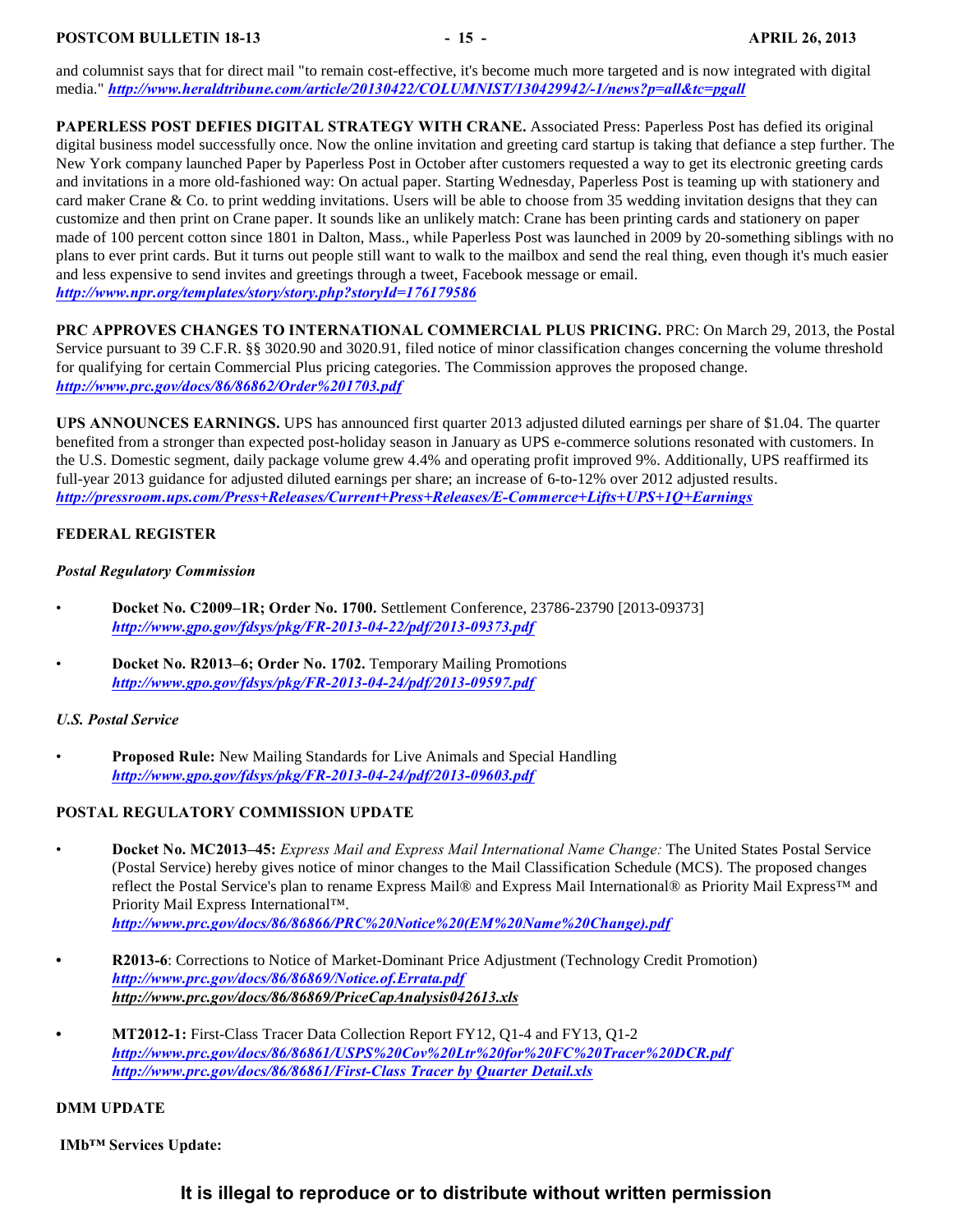and columnist says that for direct mail "to remain cost-effective, it's become much more targeted and is now integrated with digital media." ***http://www.heraldtribune.com/article/20130422/COLUMNIST/130429942/-1/news?p=all&tc=pgall***

**PAPERLESS POST DEFIES DIGITAL STRATEGY WITH CRANE.** Associated Press: Paperless Post has defied its original digital business model successfully once. Now the online invitation and greeting card startup is taking that defiance a step further. The New York company launched Paper by Paperless Post in October after customers requested a way to get its electronic greeting cards and invitations in a more old-fashioned way: On actual paper. Starting Wednesday, Paperless Post is teaming up with stationery and card maker Crane & Co. to print wedding invitations. Users will be able to choose from 35 wedding invitation designs that they can customize and then print on Crane paper. It sounds like an unlikely match: Crane has been printing cards and stationery on paper made of 100 percent cotton since 1801 in Dalton, Mass., while Paperless Post was launched in 2009 by 20-something siblings with no plans to ever print cards. But it turns out people still want to walk to the mailbox and send the real thing, even though it's much easier and less expensive to send invites and greetings through a tweet, Facebook message or email.
***http://www.npr.org/templates/story/story.php?storyId=176179586***

**PRC APPROVES CHANGES TO INTERNATIONAL COMMERCIAL PLUS PRICING.** PRC: On March 29, 2013, the Postal Service pursuant to 39 C.F.R. §§ 3020.90 and 3020.91, filed notice of minor classification changes concerning the volume threshold for qualifying for certain Commercial Plus pricing categories. The Commission approves the proposed change.
***http://www.prc.gov/docs/86/86862/Order%201703.pdf***

**UPS ANNOUNCES EARNINGS.** UPS has announced first quarter 2013 adjusted diluted earnings per share of $1.04. The quarter benefited from a stronger than expected post-holiday season in January as UPS e-commerce solutions resonated with customers. In the U.S. Domestic segment, daily package volume grew 4.4% and operating profit improved 9%. Additionally, UPS reaffirmed its full-year 2013 guidance for adjusted diluted earnings per share; an increase of 6-to-12% over 2012 adjusted results.
***http://pressroom.ups.com/Press+Releases/Current+Press+Releases/E-Commerce+Lifts+UPS+1Q+Earnings***

## FEDERAL REGISTER

### *Postal Regulatory Commission*

- **Docket No. C2009–1R; Order No. 1700.** Settlement Conference, 23786-23790 [2013-09373]
  ***http://www.gpo.gov/fdsys/pkg/FR-2013-04-22/pdf/2013-09373.pdf***
- **Docket No. R2013–6; Order No. 1702.** Temporary Mailing Promotions
  ***http://www.gpo.gov/fdsys/pkg/FR-2013-04-24/pdf/2013-09597.pdf***

### *U.S. Postal Service*

- **Proposed Rule:** New Mailing Standards for Live Animals and Special Handling
  ***http://www.gpo.gov/fdsys/pkg/FR-2013-04-24/pdf/2013-09603.pdf***

## POSTAL REGULATORY COMMISSION UPDATE

- **Docket No. MC2013–45:** *Express Mail and Express Mail International Name Change:* The United States Postal Service (Postal Service) hereby gives notice of minor changes to the Mail Classification Schedule (MCS). The proposed changes reflect the Postal Service's plan to rename Express Mail® and Express Mail International® as Priority Mail Express™ and Priority Mail Express International™.
  ***http://www.prc.gov/docs/86/86866/PRC%20Notice%20(EM%20Name%20Change).pdf***
- **R2013-6**: Corrections to Notice of Market-Dominant Price Adjustment (Technology Credit Promotion)
  ***http://www.prc.gov/docs/86/86869/Notice.of.Errata.pdf***
  ***http://www.prc.gov/docs/86/86869/PriceCapAnalysis042613.xls***
- **MT2012-1:** First-Class Tracer Data Collection Report FY12, Q1-4 and FY13, Q1-2
  ***http://www.prc.gov/docs/86/86861/USPS%20Cov%20Ltr%20for%20FC%20Tracer%20DCR.pdf***
  ***http://www.prc.gov/docs/86/86861/First-Class Tracer by Quarter Detail.xls***

## DMM UPDATE

**IMb™ Services Update:**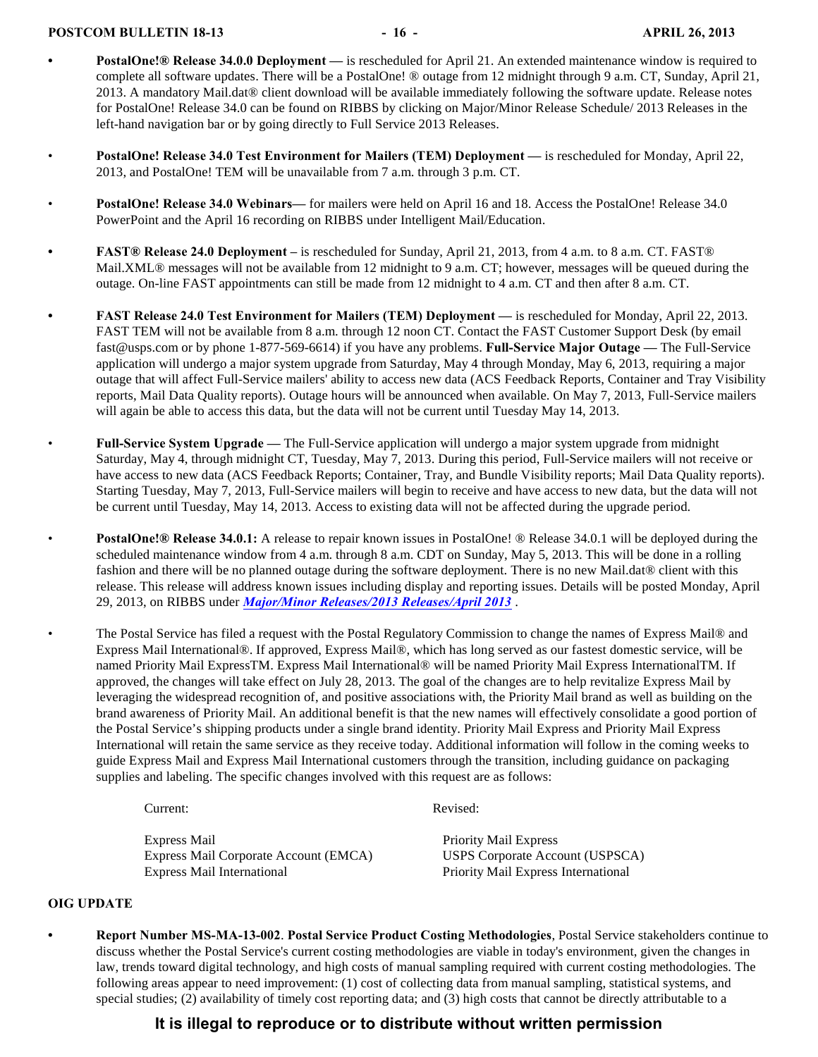- **PostalOne!® Release 34.0.0 Deployment —** is rescheduled for April 21. An extended maintenance window is required to complete all software updates. There will be a PostalOne! ® outage from 12 midnight through 9 a.m. CT, Sunday, April 21, 2013. A mandatory Mail.dat® client download will be available immediately following the software update. Release notes for PostalOne! Release 34.0 can be found on RIBBS by clicking on Major/Minor Release Schedule/ 2013 Releases in the left-hand navigation bar or by going directly to Full Service 2013 Releases.

- **PostalOne! Release 34.0 Test Environment for Mailers (TEM) Deployment —** is rescheduled for Monday, April 22, 2013, and PostalOne! TEM will be unavailable from 7 a.m. through 3 p.m. CT.

- **PostalOne! Release 34.0 Webinars—** for mailers were held on April 16 and 18. Access the PostalOne! Release 34.0 PowerPoint and the April 16 recording on RIBBS under Intelligent Mail/Education.

- **FAST® Release 24.0 Deployment –** is rescheduled for Sunday, April 21, 2013, from 4 a.m. to 8 a.m. CT. FAST® Mail.XML® messages will not be available from 12 midnight to 9 a.m. CT; however, messages will be queued during the outage. On-line FAST appointments can still be made from 12 midnight to 4 a.m. CT and then after 8 a.m. CT.

- **FAST Release 24.0 Test Environment for Mailers (TEM) Deployment —** is rescheduled for Monday, April 22, 2013. FAST TEM will not be available from 8 a.m. through 12 noon CT. Contact the FAST Customer Support Desk (by email fast@usps.com or by phone 1-877-569-6614) if you have any problems. **Full-Service Major Outage —** The Full-Service application will undergo a major system upgrade from Saturday, May 4 through Monday, May 6, 2013, requiring a major outage that will affect Full-Service mailers' ability to access new data (ACS Feedback Reports, Container and Tray Visibility reports, Mail Data Quality reports). Outage hours will be announced when available. On May 7, 2013, Full-Service mailers will again be able to access this data, but the data will not be current until Tuesday May 14, 2013.

- **Full-Service System Upgrade —** The Full-Service application will undergo a major system upgrade from midnight Saturday, May 4, through midnight CT, Tuesday, May 7, 2013. During this period, Full-Service mailers will not receive or have access to new data (ACS Feedback Reports; Container, Tray, and Bundle Visibility reports; Mail Data Quality reports). Starting Tuesday, May 7, 2013, Full-Service mailers will begin to receive and have access to new data, but the data will not be current until Tuesday, May 14, 2013. Access to existing data will not be affected during the upgrade period.

- **PostalOne!® Release 34.0.1:** A release to repair known issues in PostalOne! ® Release 34.0.1 will be deployed during the scheduled maintenance window from 4 a.m. through 8 a.m. CDT on Sunday, May 5, 2013. This will be done in a rolling fashion and there will be no planned outage during the software deployment. There is no new Mail.dat® client with this release. This release will address known issues including display and reporting issues. Details will be posted Monday, April 29, 2013, on RIBBS under ***Major/Minor Releases/2013 Releases/April 2013*** .

- The Postal Service has filed a request with the Postal Regulatory Commission to change the names of Express Mail® and Express Mail International®. If approved, Express Mail®, which has long served as our fastest domestic service, will be named Priority Mail ExpressTM. Express Mail International® will be named Priority Mail Express InternationalTM. If approved, the changes will take effect on July 28, 2013. The goal of the changes are to help revitalize Express Mail by leveraging the widespread recognition of, and positive associations with, the Priority Mail brand as well as building on the brand awareness of Priority Mail. An additional benefit is that the new names will effectively consolidate a good portion of the Postal Service's shipping products under a single brand identity. Priority Mail Express and Priority Mail Express International will retain the same service as they receive today. Additional information will follow in the coming weeks to guide Express Mail and Express Mail International customers through the transition, including guidance on packaging supplies and labeling. The specific changes involved with this request are as follows:

| Current: | Revised: |
|---|---|
| Express Mail | Priority Mail Express |
| Express Mail Corporate Account (EMCA) | USPS Corporate Account (USPSCA) |
| Express Mail International | Priority Mail Express International |

## OIG UPDATE

- **Report Number MS-MA-13-002**. **Postal Service Product Costing Methodologies**, Postal Service stakeholders continue to discuss whether the Postal Service's current costing methodologies are viable in today's environment, given the changes in law, trends toward digital technology, and high costs of manual sampling required with current costing methodologies. The following areas appear to need improvement: (1) cost of collecting data from manual sampling, statistical systems, and special studies; (2) availability of timely cost reporting data; and (3) high costs that cannot be directly attributable to a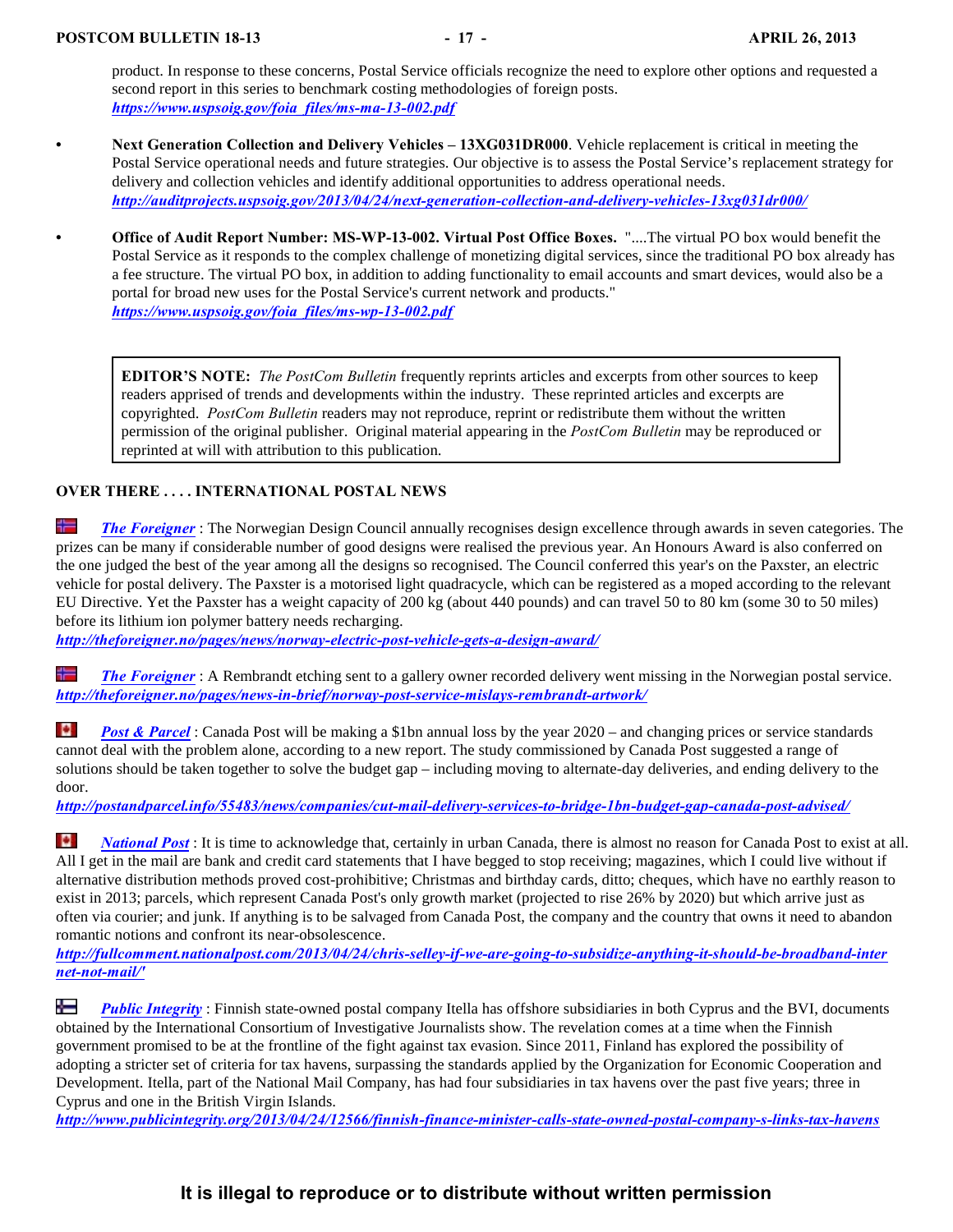product. In response to these concerns, Postal Service officials recognize the need to explore other options and requested a second report in this series to benchmark costing methodologies of foreign posts.
***https://www.uspsoig.gov/foia_files/ms-ma-13-002.pdf***

- **Next Generation Collection and Delivery Vehicles – 13XG031DR000**. Vehicle replacement is critical in meeting the Postal Service operational needs and future strategies. Our objective is to assess the Postal Service's replacement strategy for delivery and collection vehicles and identify additional opportunities to address operational needs.
***http://auditprojects.uspsoig.gov/2013/04/24/next-generation-collection-and-delivery-vehicles-13xg031dr000/***

- **Office of Audit Report Number: MS-WP-13-002. Virtual Post Office Boxes.** "....The virtual PO box would benefit the Postal Service as it responds to the complex challenge of monetizing digital services, since the traditional PO box already has a fee structure. The virtual PO box, in addition to adding functionality to email accounts and smart devices, would also be a portal for broad new uses for the Postal Service's current network and products."
***https://www.uspsoig.gov/foia_files/ms-wp-13-002.pdf***

> **EDITOR'S NOTE:** *The PostCom Bulletin* frequently reprints articles and excerpts from other sources to keep readers apprised of trends and developments within the industry. These reprinted articles and excerpts are copyrighted. *PostCom Bulletin* readers may not reproduce, reprint or redistribute them without the written permission of the original publisher. Original material appearing in the *PostCom Bulletin* may be reproduced or reprinted at will with attribution to this publication.

**OVER THERE . . . . INTERNATIONAL POSTAL NEWS**

***The Foreigner*** : The Norwegian Design Council annually recognises design excellence through awards in seven categories. The prizes can be many if considerable number of good designs were realised the previous year. An Honours Award is also conferred on the one judged the best of the year among all the designs so recognised. The Council conferred this year's on the Paxster, an electric vehicle for postal delivery. The Paxster is a motorised light quadracycle, which can be registered as a moped according to the relevant EU Directive. Yet the Paxster has a weight capacity of 200 kg (about 440 pounds) and can travel 50 to 80 km (some 30 to 50 miles) before its lithium ion polymer battery needs recharging.
***http://theforeigner.no/pages/news/norway-electric-post-vehicle-gets-a-design-award/***

***The Foreigner*** : A Rembrandt etching sent to a gallery owner recorded delivery went missing in the Norwegian postal service.
***http://theforeigner.no/pages/news-in-brief/norway-post-service-mislays-rembrandt-artwork/***

***Post & Parcel*** : Canada Post will be making a $1bn annual loss by the year 2020 – and changing prices or service standards cannot deal with the problem alone, according to a new report. The study commissioned by Canada Post suggested a range of solutions should be taken together to solve the budget gap – including moving to alternate-day deliveries, and ending delivery to the door.
***http://postandparcel.info/55483/news/companies/cut-mail-delivery-services-to-bridge-1bn-budget-gap-canada-post-advised/***

***National Post*** : It is time to acknowledge that, certainly in urban Canada, there is almost no reason for Canada Post to exist at all. All I get in the mail are bank and credit card statements that I have begged to stop receiving; magazines, which I could live without if alternative distribution methods proved cost-prohibitive; Christmas and birthday cards, ditto; cheques, which have no earthly reason to exist in 2013; parcels, which represent Canada Post's only growth market (projected to rise 26% by 2020) but which arrive just as often via courier; and junk. If anything is to be salvaged from Canada Post, the company and the country that owns it need to abandon romantic notions and confront its near-obsolescence.
***http://fullcomment.nationalpost.com/2013/04/24/chris-selley-if-we-are-going-to-subsidize-anything-it-should-be-broadband-internet-not-mail/'***

***Public Integrity*** : Finnish state-owned postal company Itella has offshore subsidiaries in both Cyprus and the BVI, documents obtained by the International Consortium of Investigative Journalists show. The revelation comes at a time when the Finnish government promised to be at the frontline of the fight against tax evasion. Since 2011, Finland has explored the possibility of adopting a stricter set of criteria for tax havens, surpassing the standards applied by the Organization for Economic Cooperation and Development. Itella, part of the National Mail Company, has had four subsidiaries in tax havens over the past five years; three in Cyprus and one in the British Virgin Islands.
***http://www.publicintegrity.org/2013/04/24/12566/finnish-finance-minister-calls-state-owned-postal-company-s-links-tax-havens***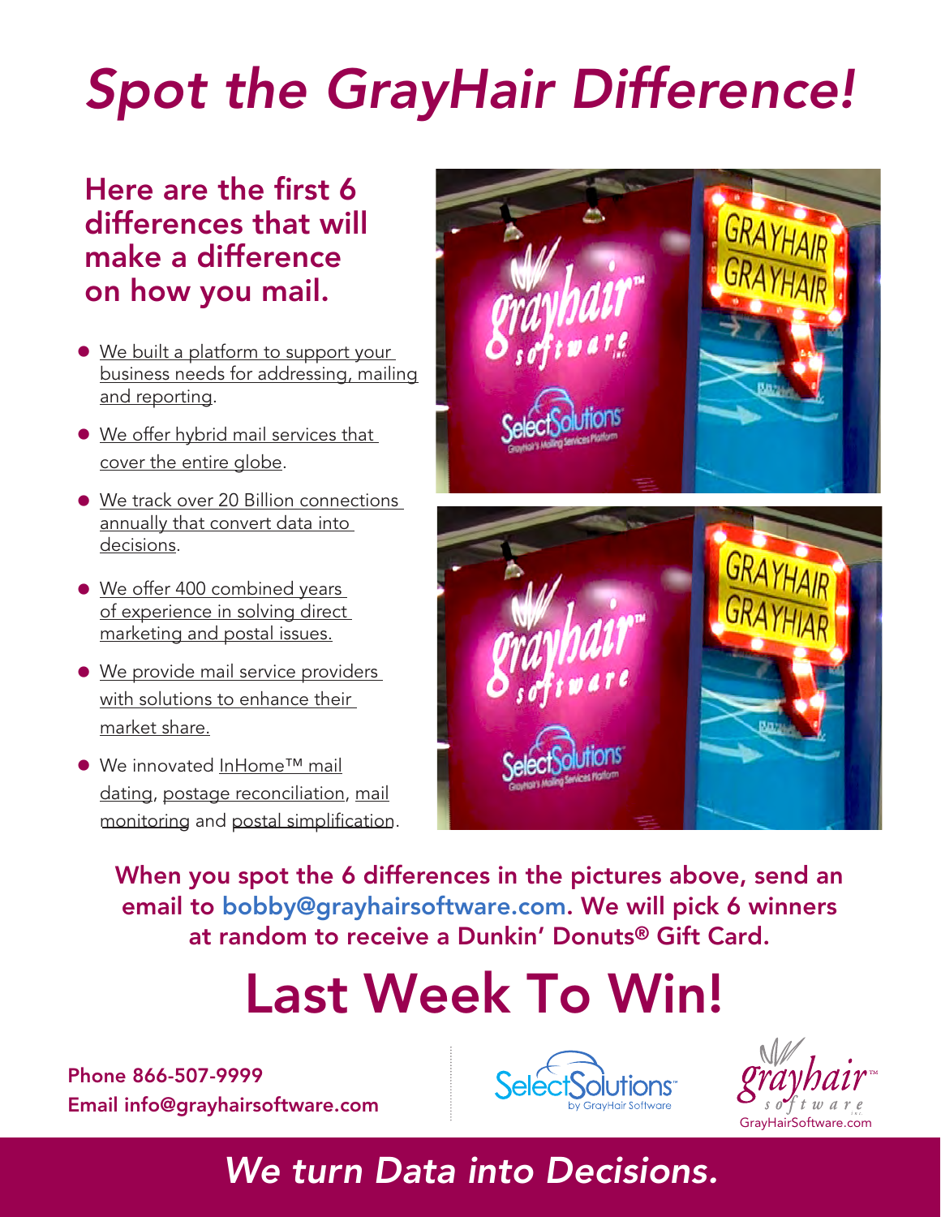# *Spot the GrayHair Difference!*

## Here are the first 6 differences that will make a difference on how you mail.

- We built a platform to support your business needs for addressing, mailing and reporting.
- We offer hybrid mail services that cover the entire globe.
- We track over 20 Billion connections annually that convert data into decisions.
- We offer 400 combined years of experience in solving direct marketing and postal issues.
- We provide mail service providers with solutions to enhance their market share.
- We innovated InHome™ mail dating, postage reconciliation, mail monitoring and postal simplification.

**When you spot the 6 differences in the pictures above, send an email to bobby@grayhairsoftware.com. We will pick 6 winners at random to receive a Dunkin' Donuts® Gift Card.**

# Last Week To Win!

**Phone 866-507-9999**
**Email info@grayhairsoftware.com**

SelectSolutions™ by GrayHair Software

grayhair™ software inc.
GrayHairSoftware.com

*We turn Data into Decisions.*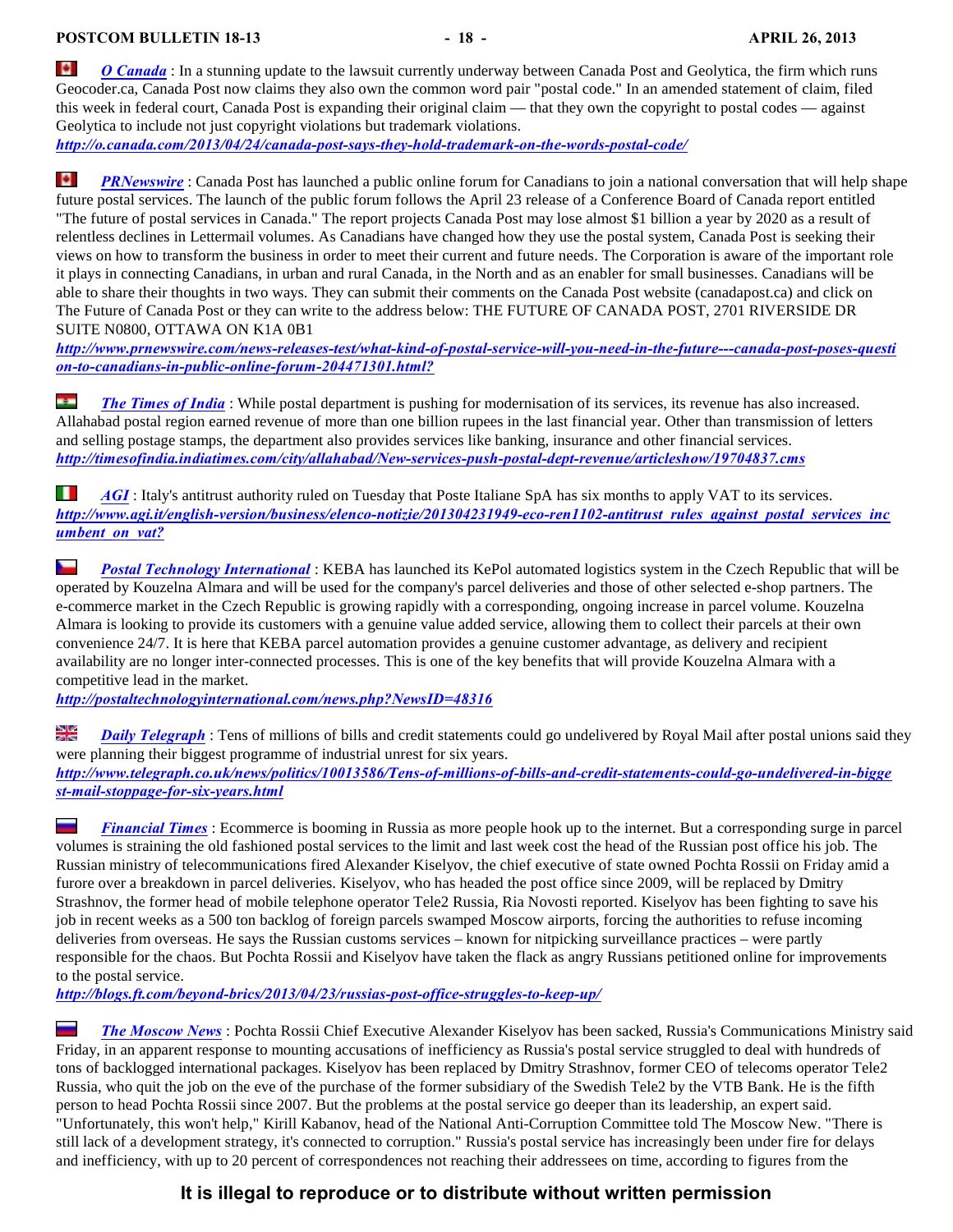***O Canada*** : In a stunning update to the lawsuit currently underway between Canada Post and Geolytica, the firm which runs Geocoder.ca, Canada Post now claims they also own the common word pair "postal code." In an amended statement of claim, filed this week in federal court, Canada Post is expanding their original claim — that they own the copyright to postal codes — against Geolytica to include not just copyright violations but trademark violations.
***http://o.canada.com/2013/04/24/canada-post-says-they-hold-trademark-on-the-words-postal-code/***

***PRNewswire*** : Canada Post has launched a public online forum for Canadians to join a national conversation that will help shape future postal services. The launch of the public forum follows the April 23 release of a Conference Board of Canada report entitled "The future of postal services in Canada." The report projects Canada Post may lose almost $1 billion a year by 2020 as a result of relentless declines in Lettermail volumes. As Canadians have changed how they use the postal system, Canada Post is seeking their views on how to transform the business in order to meet their current and future needs. The Corporation is aware of the important role it plays in connecting Canadians, in urban and rural Canada, in the North and as an enabler for small businesses. Canadians will be able to share their thoughts in two ways. They can submit their comments on the Canada Post website (canadapost.ca) and click on The Future of Canada Post or they can write to the address below: THE FUTURE OF CANADA POST, 2701 RIVERSIDE DR SUITE N0800, OTTAWA ON K1A 0B1
***http://www.prnewswire.com/news-releases-test/what-kind-of-postal-service-will-you-need-in-the-future---canada-post-poses-question-to-canadians-in-public-online-forum-204471301.html?***

***The Times of India*** : While postal department is pushing for modernisation of its services, its revenue has also increased. Allahabad postal region earned revenue of more than one billion rupees in the last financial year. Other than transmission of letters and selling postage stamps, the department also provides services like banking, insurance and other financial services.
***http://timesofindia.indiatimes.com/city/allahabad/New-services-push-postal-dept-revenue/articleshow/19704837.cms***

***AGI*** : Italy's antitrust authority ruled on Tuesday that Poste Italiane SpA has six months to apply VAT to its services.
***http://www.agi.it/english-version/business/elenco-notizie/201304231949-eco-ren1102-antitrust_rules_against_postal_services_incumbent_on_vat?***

***Postal Technology International*** : KEBA has launched its KePol automated logistics system in the Czech Republic that will be operated by Kouzelna Almara and will be used for the company's parcel deliveries and those of other selected e-shop partners. The e-commerce market in the Czech Republic is growing rapidly with a corresponding, ongoing increase in parcel volume. Kouzelna Almara is looking to provide its customers with a genuine value added service, allowing them to collect their parcels at their own convenience 24/7. It is here that KEBA parcel automation provides a genuine customer advantage, as delivery and recipient availability are no longer inter-connected processes. This is one of the key benefits that will provide Kouzelna Almara with a competitive lead in the market.
***http://postaltechnologyinternational.com/news.php?NewsID=48316***

***Daily Telegraph*** : Tens of millions of bills and credit statements could go undelivered by Royal Mail after postal unions said they were planning their biggest programme of industrial unrest for six years.
***http://www.telegraph.co.uk/news/politics/10013586/Tens-of-millions-of-bills-and-credit-statements-could-go-undelivered-in-biggest-mail-stoppage-for-six-years.html***

***Financial Times*** : Ecommerce is booming in Russia as more people hook up to the internet. But a corresponding surge in parcel volumes is straining the old fashioned postal services to the limit and last week cost the head of the Russian post office his job. The Russian ministry of telecommunications fired Alexander Kiselyov, the chief executive of state owned Pochta Rossii on Friday amid a furore over a breakdown in parcel deliveries. Kiselyov, who has headed the post office since 2009, will be replaced by Dmitry Strashnov, the former head of mobile telephone operator Tele2 Russia, Ria Novosti reported. Kiselyov has been fighting to save his job in recent weeks as a 500 ton backlog of foreign parcels swamped Moscow airports, forcing the authorities to refuse incoming deliveries from overseas. He says the Russian customs services – known for nitpicking surveillance practices – were partly responsible for the chaos. But Pochta Rossii and Kiselyov have taken the flack as angry Russians petitioned online for improvements to the postal service.
***http://blogs.ft.com/beyond-brics/2013/04/23/russias-post-office-struggles-to-keep-up/***

***The Moscow News*** : Pochta Rossii Chief Executive Alexander Kiselyov has been sacked, Russia's Communications Ministry said Friday, in an apparent response to mounting accusations of inefficiency as Russia's postal service struggled to deal with hundreds of tons of backlogged international packages. Kiselyov has been replaced by Dmitry Strashnov, former CEO of telecoms operator Tele2 Russia, who quit the job on the eve of the purchase of the former subsidiary of the Swedish Tele2 by the VTB Bank. He is the fifth person to head Pochta Rossii since 2007. But the problems at the postal service go deeper than its leadership, an expert said. "Unfortunately, this won't help," Kirill Kabanov, head of the National Anti-Corruption Committee told The Moscow New. "There is still lack of a development strategy, it's connected to corruption." Russia's postal service has increasingly been under fire for delays and inefficiency, with up to 20 percent of correspondences not reaching their addressees on time, according to figures from the

**It is illegal to reproduce or to distribute without written permission**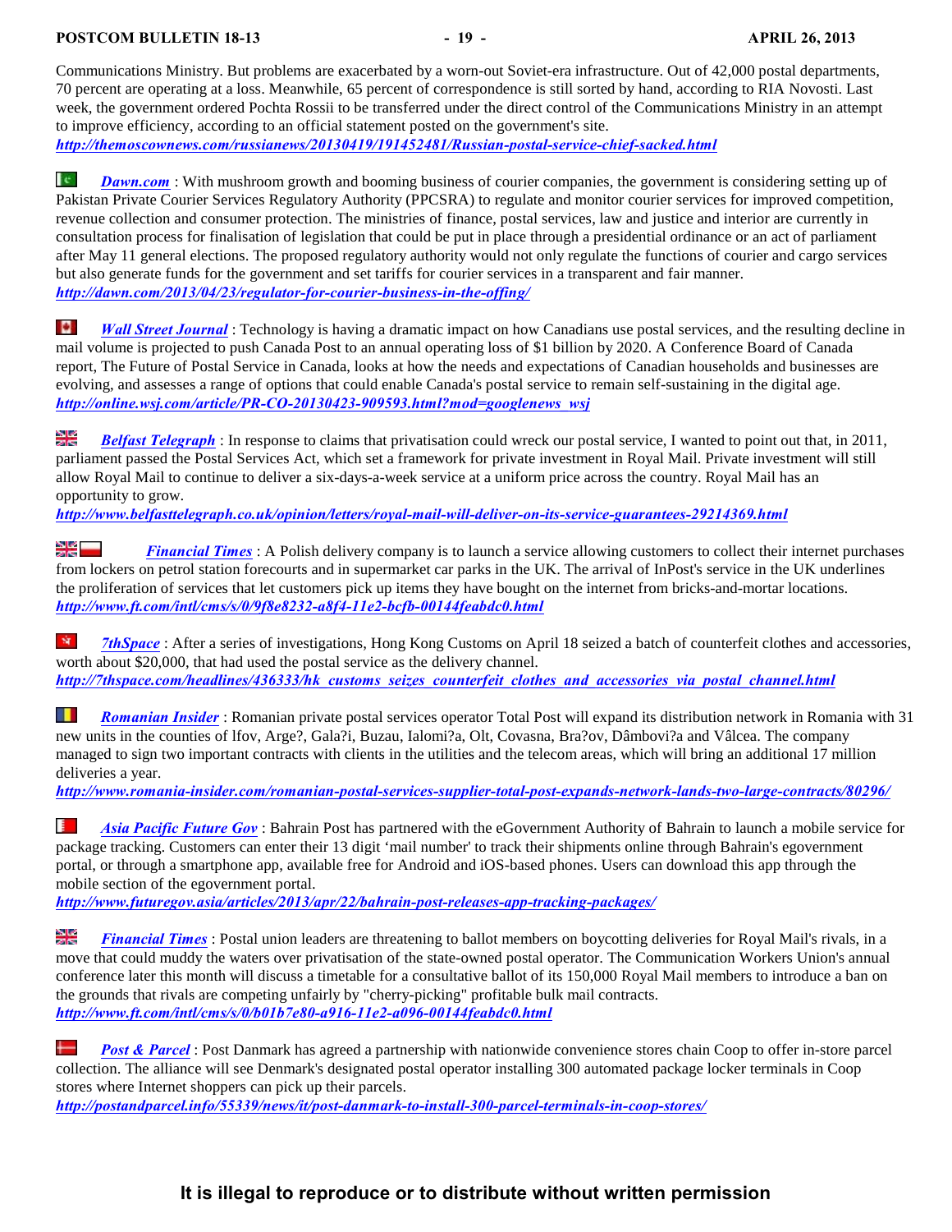Communications Ministry. But problems are exacerbated by a worn-out Soviet-era infrastructure. Out of 42,000 postal departments, 70 percent are operating at a loss. Meanwhile, 65 percent of correspondence is still sorted by hand, according to RIA Novosti. Last week, the government ordered Pochta Rossii to be transferred under the direct control of the Communications Ministry in an attempt to improve efficiency, according to an official statement posted on the government's site.
***http://themoscownews.com/russianews/20130419/191452481/Russian-postal-service-chief-sacked.html***

***Dawn.com*** : With mushroom growth and booming business of courier companies, the government is considering setting up of Pakistan Private Courier Services Regulatory Authority (PPCSRA) to regulate and monitor courier services for improved competition, revenue collection and consumer protection. The ministries of finance, postal services, law and justice and interior are currently in consultation process for finalisation of legislation that could be put in place through a presidential ordinance or an act of parliament after May 11 general elections. The proposed regulatory authority would not only regulate the functions of courier and cargo services but also generate funds for the government and set tariffs for courier services in a transparent and fair manner.
***http://dawn.com/2013/04/23/regulator-for-courier-business-in-the-offing/***

***Wall Street Journal*** : Technology is having a dramatic impact on how Canadians use postal services, and the resulting decline in mail volume is projected to push Canada Post to an annual operating loss of $1 billion by 2020. A Conference Board of Canada report, The Future of Postal Service in Canada, looks at how the needs and expectations of Canadian households and businesses are evolving, and assesses a range of options that could enable Canada's postal service to remain self-sustaining in the digital age.
***http://online.wsj.com/article/PR-CO-20130423-909593.html?mod=googlenews_wsj***

***Belfast Telegraph*** : In response to claims that privatisation could wreck our postal service, I wanted to point out that, in 2011, parliament passed the Postal Services Act, which set a framework for private investment in Royal Mail. Private investment will still allow Royal Mail to continue to deliver a six-days-a-week service at a uniform price across the country. Royal Mail has an opportunity to grow.
***http://www.belfasttelegraph.co.uk/opinion/letters/royal-mail-will-deliver-on-its-service-guarantees-29214369.html***

***Financial Times*** : A Polish delivery company is to launch a service allowing customers to collect their internet purchases from lockers on petrol station forecourts and in supermarket car parks in the UK. The arrival of InPost's service in the UK underlines the proliferation of services that let customers pick up items they have bought on the internet from bricks-and-mortar locations.
***http://www.ft.com/intl/cms/s/0/9f8e8232-a8f4-11e2-bcfb-00144feabdc0.html***

***7thSpace*** : After a series of investigations, Hong Kong Customs on April 18 seized a batch of counterfeit clothes and accessories, worth about $20,000, that had used the postal service as the delivery channel.
***http://7thspace.com/headlines/436333/hk_customs_seizes_counterfeit_clothes_and_accessories_via_postal_channel.html***

***Romanian Insider*** : Romanian private postal services operator Total Post will expand its distribution network in Romania with 31 new units in the counties of Ilfov, Arge?, Gala?i, Buzau, Ialomi?a, Olt, Covasna, Bra?ov, Dâmbovi?a and Vâlcea. The company managed to sign two important contracts with clients in the utilities and the telecom areas, which will bring an additional 17 million deliveries a year.
***http://www.romania-insider.com/romanian-postal-services-supplier-total-post-expands-network-lands-two-large-contracts/80296/***

***Asia Pacific Future Gov*** : Bahrain Post has partnered with the eGovernment Authority of Bahrain to launch a mobile service for package tracking. Customers can enter their 13 digit 'mail number' to track their shipments online through Bahrain's egovernment portal, or through a smartphone app, available free for Android and iOS-based phones. Users can download this app through the mobile section of the egovernment portal.
***http://www.futuregov.asia/articles/2013/apr/22/bahrain-post-releases-app-tracking-packages/***

***Financial Times*** : Postal union leaders are threatening to ballot members on boycotting deliveries for Royal Mail's rivals, in a move that could muddy the waters over privatisation of the state-owned postal operator. The Communication Workers Union's annual conference later this month will discuss a timetable for a consultative ballot of its 150,000 Royal Mail members to introduce a ban on the grounds that rivals are competing unfairly by "cherry-picking" profitable bulk mail contracts.
***http://www.ft.com/intl/cms/s/0/b01b7e80-a916-11e2-a096-00144feabdc0.html***

***Post & Parcel*** : Post Danmark has agreed a partnership with nationwide convenience stores chain Coop to offer in-store parcel collection. The alliance will see Denmark's designated postal operator installing 300 automated package locker terminals in Coop stores where Internet shoppers can pick up their parcels.
***http://postandparcel.info/55339/news/it/post-danmark-to-install-300-parcel-terminals-in-coop-stores/***

**It is illegal to reproduce or to distribute without written permission**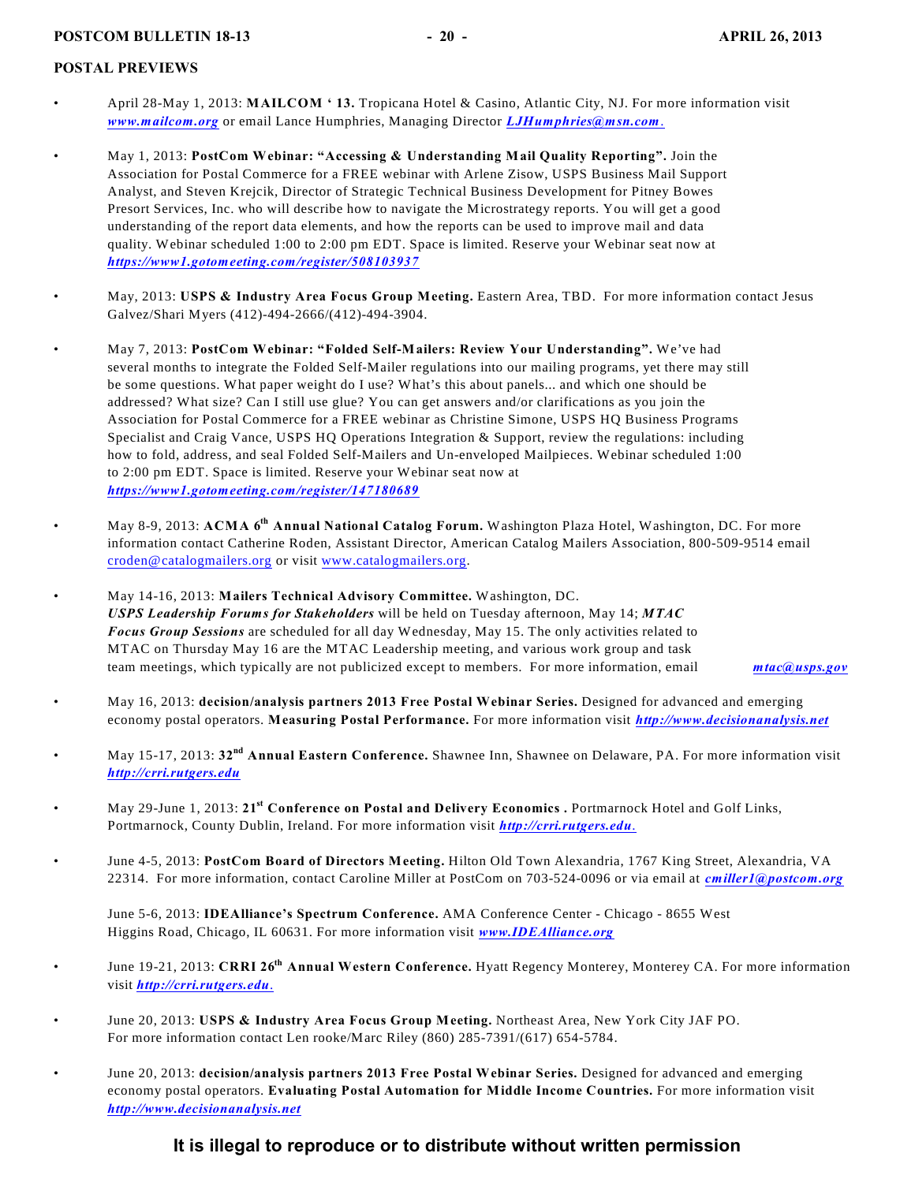## POSTAL PREVIEWS

- April 28-May 1, 2013: **MAILCOM ' 13.** Tropicana Hotel & Casino, Atlantic City, NJ. For more information visit ***www.mailcom.org*** or email Lance Humphries, Managing Director ***LJHumphries@msn.com***.

- May 1, 2013: **PostCom Webinar: "Accessing & Understanding Mail Quality Reporting".** Join the Association for Postal Commerce for a FREE webinar with Arlene Zisow, USPS Business Mail Support Analyst, and Steven Krejcik, Director of Strategic Technical Business Development for Pitney Bowes Presort Services, Inc. who will describe how to navigate the Microstrategy reports. You will get a good understanding of the report data elements, and how the reports can be used to improve mail and data quality. Webinar scheduled 1:00 to 2:00 pm EDT. Space is limited. Reserve your Webinar seat now at ***https://www1.gotomeeting.com/register/508103937***

- May, 2013: **USPS & Industry Area Focus Group Meeting.** Eastern Area, TBD. For more information contact Jesus Galvez/Shari Myers (412)-494-2666/(412)-494-3904.

- May 7, 2013: **PostCom Webinar: "Folded Self-Mailers: Review Your Understanding".** We've had several months to integrate the Folded Self-Mailer regulations into our mailing programs, yet there may still be some questions. What paper weight do I use? What's this about panels... and which one should be addressed? What size? Can I still use glue? You can get answers and/or clarifications as you join the Association for Postal Commerce for a FREE webinar as Christine Simone, USPS HQ Business Programs Specialist and Craig Vance, USPS HQ Operations Integration & Support, review the regulations: including how to fold, address, and seal Folded Self-Mailers and Un-enveloped Mailpieces. Webinar scheduled 1:00 to 2:00 pm EDT. Space is limited. Reserve your Webinar seat now at ***https://www1.gotomeeting.com/register/147180689***

- May 8-9, 2013: **ACMA 6th Annual National Catalog Forum.** Washington Plaza Hotel, Washington, DC. For more information contact Catherine Roden, Assistant Director, American Catalog Mailers Association, 800-509-9514 email croden@catalogmailers.org or visit www.catalogmailers.org.

- May 14-16, 2013: **Mailers Technical Advisory Committee.** Washington, DC. ***USPS Leadership Forums for Stakeholders*** will be held on Tuesday afternoon, May 14; ***MTAC Focus Group Sessions*** are scheduled for all day Wednesday, May 15. The only activities related to MTAC on Thursday May 16 are the MTAC Leadership meeting, and various work group and task team meetings, which typically are not publicized except to members. For more information, email ***mtac@usps.gov***

- May 16, 2013: **decision/analysis partners 2013 Free Postal Webinar Series.** Designed for advanced and emerging economy postal operators. **Measuring Postal Performance.** For more information visit ***http://www.decisionanalysis.net***

- May 15-17, 2013: **32nd Annual Eastern Conference.** Shawnee Inn, Shawnee on Delaware, PA. For more information visit ***http://crri.rutgers.edu***

- May 29-June 1, 2013: **21st Conference on Postal and Delivery Economics .** Portmarnock Hotel and Golf Links, Portmarnock, County Dublin, Ireland. For more information visit ***http://crri.rutgers.edu***.

- June 4-5, 2013: **PostCom Board of Directors Meeting.** Hilton Old Town Alexandria, 1767 King Street, Alexandria, VA 22314. For more information, contact Caroline Miller at PostCom on 703-524-0096 or via email at ***cmiller1@postcom.org***

  June 5-6, 2013: **IDEAlliance's Spectrum Conference.** AMA Conference Center - Chicago - 8655 West Higgins Road, Chicago, IL 60631. For more information visit ***www.IDEAlliance.org***

- June 19-21, 2013: **CRRI 26th Annual Western Conference.** Hyatt Regency Monterey, Monterey CA. For more information visit ***http://crri.rutgers.edu***.

- June 20, 2013: **USPS & Industry Area Focus Group Meeting.** Northeast Area, New York City JAF PO. For more information contact Len rooke/Marc Riley (860) 285-7391/(617) 654-5784.

- June 20, 2013: **decision/analysis partners 2013 Free Postal Webinar Series.** Designed for advanced and emerging economy postal operators. **Evaluating Postal Automation for Middle Income Countries.** For more information visit ***http://www.decisionanalysis.net***

**It is illegal to reproduce or to distribute without written permission**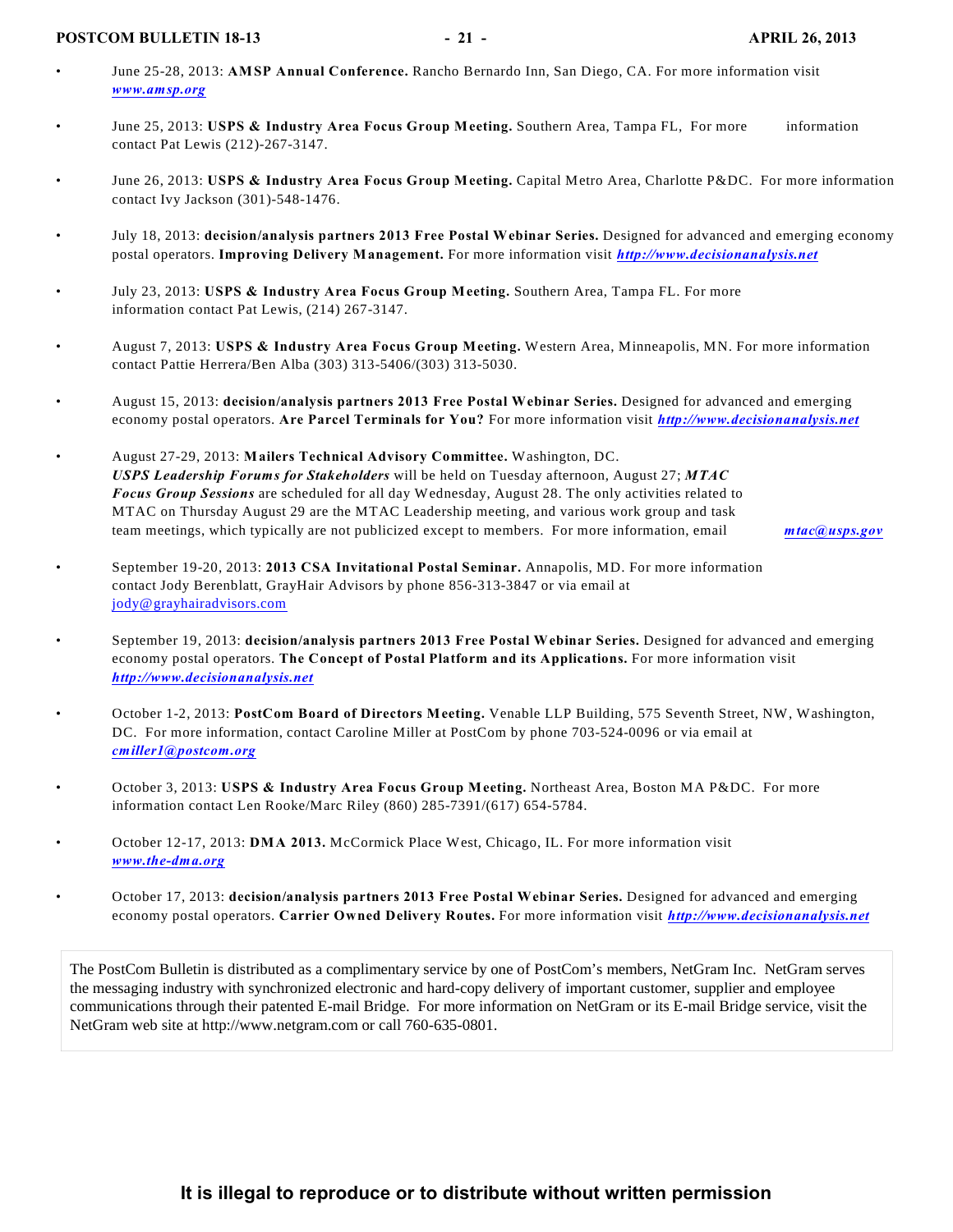- June 25-28, 2013: **AMSP Annual Conference.** Rancho Bernardo Inn, San Diego, CA. For more information visit ***www.amsp.org***

- June 25, 2013: **USPS & Industry Area Focus Group Meeting.** Southern Area, Tampa FL, For more information contact Pat Lewis (212)-267-3147.

- June 26, 2013: **USPS & Industry Area Focus Group Meeting.** Capital Metro Area, Charlotte P&DC. For more information contact Ivy Jackson (301)-548-1476.

- July 18, 2013: **decision/analysis partners 2013 Free Postal Webinar Series.** Designed for advanced and emerging economy postal operators. **Improving Delivery Management.** For more information visit ***http://www.decisionanalysis.net***

- July 23, 2013: **USPS & Industry Area Focus Group Meeting.** Southern Area, Tampa FL. For more information contact Pat Lewis, (214) 267-3147.

- August 7, 2013: **USPS & Industry Area Focus Group Meeting.** Western Area, Minneapolis, MN. For more information contact Pattie Herrera/Ben Alba (303) 313-5406/(303) 313-5030.

- August 15, 2013: **decision/analysis partners 2013 Free Postal Webinar Series.** Designed for advanced and emerging economy postal operators. **Are Parcel Terminals for You?** For more information visit ***http://www.decisionanalysis.net***

- August 27-29, 2013: **Mailers Technical Advisory Committee.** Washington, DC. ***USPS Leadership Forums for Stakeholders*** will be held on Tuesday afternoon, August 27; ***MTAC Focus Group Sessions*** are scheduled for all day Wednesday, August 28. The only activities related to MTAC on Thursday August 29 are the MTAC Leadership meeting, and various work group and task team meetings, which typically are not publicized except to members. For more information, email ***mtac@usps.gov***

- September 19-20, 2013: **2013 CSA Invitational Postal Seminar.** Annapolis, MD. For more information contact Jody Berenblatt, GrayHair Advisors by phone 856-313-3847 or via email at jody@grayhairadvisors.com

- September 19, 2013: **decision/analysis partners 2013 Free Postal Webinar Series.** Designed for advanced and emerging economy postal operators. **The Concept of Postal Platform and its Applications.** For more information visit ***http://www.decisionanalysis.net***

- October 1-2, 2013: **PostCom Board of Directors Meeting.** Venable LLP Building, 575 Seventh Street, NW, Washington, DC. For more information, contact Caroline Miller at PostCom by phone 703-524-0096 or via email at ***cmiller1@postcom.org***

- October 3, 2013: **USPS & Industry Area Focus Group Meeting.** Northeast Area, Boston MA P&DC. For more information contact Len Rooke/Marc Riley (860) 285-7391/(617) 654-5784.

- October 12-17, 2013: **DMA 2013.** McCormick Place West, Chicago, IL. For more information visit ***www.the-dma.org***

- October 17, 2013: **decision/analysis partners 2013 Free Postal Webinar Series.** Designed for advanced and emerging economy postal operators. **Carrier Owned Delivery Routes.** For more information visit ***http://www.decisionanalysis.net***

The PostCom Bulletin is distributed as a complimentary service by one of PostCom's members, NetGram Inc. NetGram serves the messaging industry with synchronized electronic and hard-copy delivery of important customer, supplier and employee communications through their patented E-mail Bridge. For more information on NetGram or its E-mail Bridge service, visit the NetGram web site at http://www.netgram.com or call 760-635-0801.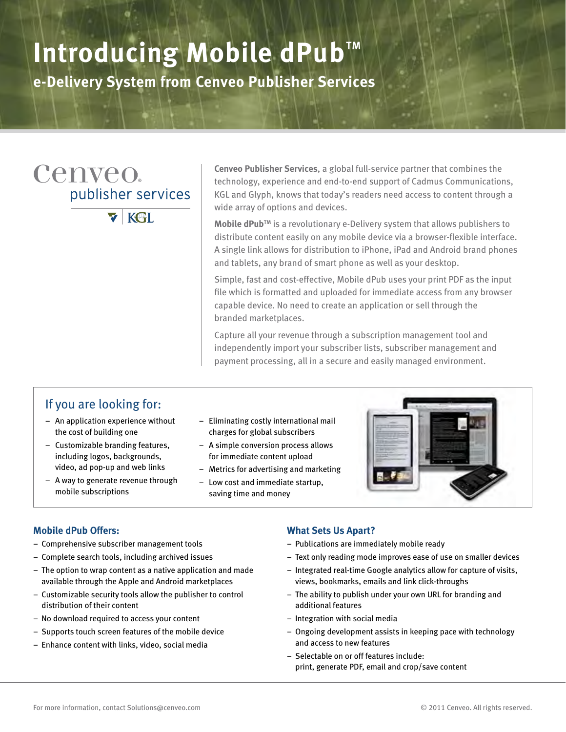# Introducing Mobile dPub™

## e-Delivery System from Cenveo Publisher Services

Cenveo
publisher services
KGL

**Cenveo Publisher Services**, a global full-service partner that combines the technology, experience and end-to-end support of Cadmus Communications, KGL and Glyph, knows that today's readers need access to content through a wide array of options and devices.

**Mobile dPub™** is a revolutionary e-Delivery system that allows publishers to distribute content easily on any mobile device via a browser-flexible interface. A single link allows for distribution to iPhone, iPad and Android brand phones and tablets, any brand of smart phone as well as your desktop.

Simple, fast and cost-effective, Mobile dPub uses your print PDF as the input file which is formatted and uploaded for immediate access from any browser capable device. No need to create an application or sell through the branded marketplaces.

Capture all your revenue through a subscription management tool and independently import your subscriber lists, subscriber management and payment processing, all in a secure and easily managed environment.

## If you are looking for:

- An application experience without the cost of building one
- Customizable branding features, including logos, backgrounds, video, ad pop-up and web links
- A way to generate revenue through mobile subscriptions
- Eliminating costly international mail charges for global subscribers
- A simple conversion process allows for immediate content upload
- Metrics for advertising and marketing
- Low cost and immediate startup, saving time and money

### Mobile dPub Offers:

- Comprehensive subscriber management tools
- Complete search tools, including archived issues
- The option to wrap content as a native application and made available through the Apple and Android marketplaces
- Customizable security tools allow the publisher to control distribution of their content
- No download required to access your content
- Supports touch screen features of the mobile device
- Enhance content with links, video, social media

### What Sets Us Apart?

- Publications are immediately mobile ready
- Text only reading mode improves ease of use on smaller devices
- Integrated real-time Google analytics allow for capture of visits, views, bookmarks, emails and link click-throughs
- The ability to publish under your own URL for branding and additional features
- Integration with social media
- Ongoing development assists in keeping pace with technology and access to new features
- Selectable on or off features include: print, generate PDF, email and crop/save content

For more information, contact Solutions@cenveo.com

© 2011 Cenveo. All rights reserved.